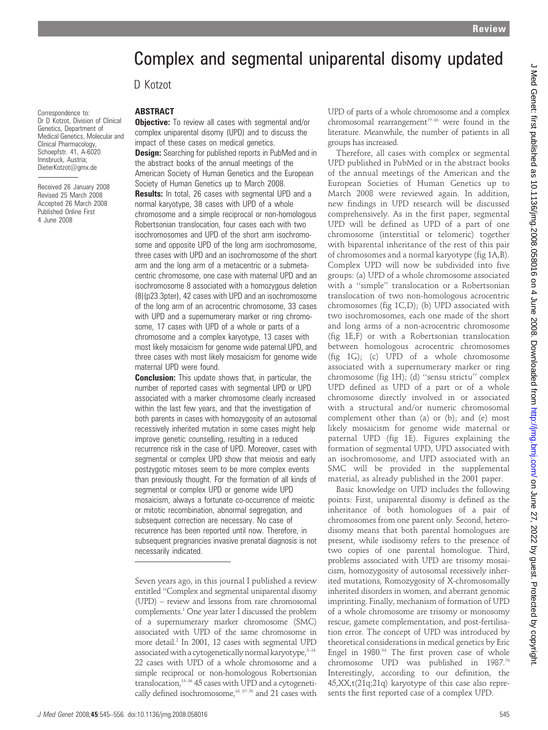# Complex and segmental uniparental disomy updated

D Kotzot

Correspondence to: Dr D Kotzot, Division of Clinical Genetics, Department of Medical Genetics, Molecular and Clinical Pharmacology, Schoepfstr. 41, A-6020 Innsbruck, Austria; DieterKotzot@gmx.de

Received 26 January 2008
Revised 25 March 2008
Accepted 26 March 2008
Published Online First 4 June 2008

## ABSTRACT

**Objective:** To review all cases with segmental and/or complex uniparental disomy (UPD) and to discuss the impact of these cases on medical genetics.

**Design:** Searching for published reports in PubMed and in the abstract books of the annual meetings of the American Society of Human Genetics and the European Society of Human Genetics up to March 2008.

**Results:** In total, 26 cases with segmental UPD and a normal karyotype, 38 cases with UPD of a whole chromosome and a simple reciprocal or non-homologous Robertsonian translocation, four cases each with two isochromosomes and UPD of the short arm isochromosome and opposite UPD of the long arm isochromosome, three cases with UPD and an isochromosome of the short arm and the long arm of a metacentric or a submetacentric chromosome, one case with maternal UPD and an isochromosome 8 associated with a homozygous deletion (8)(p23.3pter), 42 cases with UPD and an isochromosome of the long arm of an acrocentric chromosome, 33 cases with UPD and a supernumerary marker or ring chromosome, 17 cases with UPD of a whole or parts of a chromosome and a complex karyotype, 13 cases with most likely mosaicism for genome wide paternal UPD, and three cases with most likely mosaicism for genome wide maternal UPD were found.

**Conclusion:** This update shows that, in particular, the number of reported cases with segmental UPD or UPD associated with a marker chromosome clearly increased within the last few years, and that the investigation of both parents in cases with homozygosity of an autosomal recessively inherited mutation in some cases might help improve genetic counselling, resulting in a reduced recurrence risk in the case of UPD. Moreover, cases with segmental or complex UPD show that meiosis and early postzygotic mitoses seem to be more complex events than previously thought. For the formation of all kinds of segmental or complex UPD or genome wide UPD mosaicism, always a fortunate co-occurrence of meiotic or mitotic recombination, abnormal segregation, and subsequent correction are necessary. No case of recurrence has been reported until now. Therefore, in subsequent pregnancies invasive prenatal diagnosis is not necessarily indicated.

Seven years ago, in this journal I published a review entitled "Complex and segmental uniparental disomy (UPD) – review and lessons from rare chromosomal complements.[1] One year later I discussed the problem of a supernumerary marker chromosome (SMC) associated with UPD of the same chromosome in more detail.[2] In 2001, 12 cases with segmental UPD associated with a cytogenetically normal karyotype,[3–14] 22 cases with UPD of a whole chromosome and a simple reciprocal or non-homologous Robertsonian translocation,[15–36] 45 cases with UPD and a cytogenetically defined isochromosome,[16 37–76] and 21 cases with UPD of parts of a whole chromosome and a complex chromosomal rearrangement[77–93] were found in the literature. Meanwhile, the number of patients in all groups has increased.

Therefore, all cases with complex or segmental UPD published in PubMed or in the abstract books of the annual meetings of the American and the European Societies of Human Genetics up to March 2008 were reviewed again. In addition, new findings in UPD research will be discussed comprehensively. As in the first paper, segmental UPD will be defined as UPD of a part of one chromosome (interstitial or telomeric) together with biparental inheritance of the rest of this pair of chromosomes and a normal karyotype (fig 1A,B). Complex UPD will now be subdivided into five groups: (a) UPD of a whole chromosome associated with a "simple" translocation or a Robertsonian translocation of two non-homologous acrocentric chromosomes (fig 1C,D); (b) UPD associated with two isochromosomes, each one made of the short and long arms of a non-acrocentric chromosome (fig 1E,F) or with a Robertsonian translocation between homologous acrocentric chromosomes (fig 1G); (c) UPD of a whole chromosome associated with a supernumerary marker or ring chromosome (fig 1H); (d) "sensu strictu" complex UPD defined as UPD of a part or of a whole chromosome directly involved in or associated with a structural and/or numeric chromosomal complement other than (a) or (b); and (e) most likely mosaicism for genome wide maternal or paternal UPD (fig 1E). Figures explaining the formation of segmental UPD, UPD associated with an isochromosome, and UPD associated with an SMC will be provided in the supplemental material, as already published in the 2001 paper.

Basic knowledge on UPD includes the following points: First, uniparental disomy is defined as the inheritance of both homologues of a pair of chromosomes from one parent only. Second, heterodisomy means that both parental homologues are present, while isodisomy refers to the presence of two copies of one parental homologue. Third, problems associated with UPD are trisomy mosaicism, homozygosity of autosomal recessively inherited mutations, Romozygosity of X-chromosomally inherited disorders in women, and aberrant genomic imprinting. Finally, mechanism of formation of UPD of a whole chromosome are trisomy or monosomy rescue, gamete complementation, and post-fertilisation error. The concept of UPD was introduced by theoretical considerations in medical genetics by Eric Engel in 1980.[94] The first proven case of whole chromosome UPD was published in 1987.[70] Interestingly, according to our definition, the 45,XX,t(21q;21q) karyotype of this case also represents the first reported case of a complex UPD.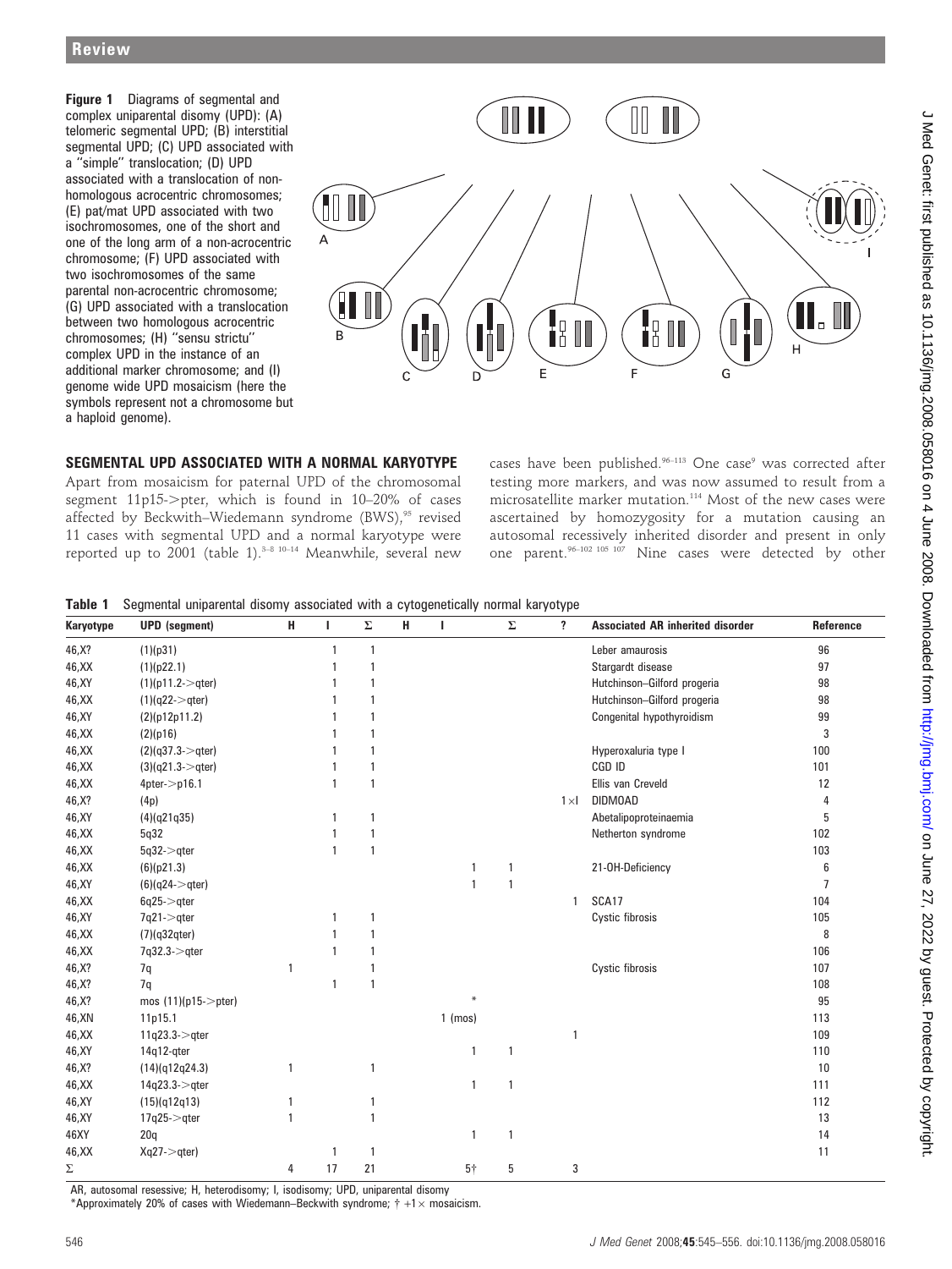**Figure 1** Diagrams of segmental and complex uniparental disomy (UPD): (A) telomeric segmental UPD; (B) interstitial segmental UPD; (C) UPD associated with a "simple" translocation; (D) UPD associated with a translocation of non-homologous acrocentric chromosomes; (E) pat/mat UPD associated with two isochromosomes, one of the short and one of the long arm of a non-acrocentric chromosome; (F) UPD associated with two isochromosomes of the same parental non-acrocentric chromosome; (G) UPD associated with a translocation between two homologous acrocentric chromosomes; (H) "sensu strictu" complex UPD in the instance of an additional marker chromosome; and (I) genome wide UPD mosaicism (here the symbols represent not a chromosome but a haploid genome).

## SEGMENTAL UPD ASSOCIATED WITH A NORMAL KARYOTYPE

Apart from mosaicism for paternal UPD of the chromosomal segment 11p15->pter, which is found in 10–20% of cases affected by Beckwith–Wiedemann syndrome (BWS),[95] revised 11 cases with segmental UPD and a normal karyotype were reported up to 2001 (table 1).[3–8 10–14] Meanwhile, several new cases have been published.[96–113] One case[9] was corrected after testing more markers, and was now assumed to result from a microsatellite marker mutation.[114] Most of the new cases were ascertained by homozygosity for a mutation causing an autosomal recessively inherited disorder and present in only one parent.[96–102 105 107] Nine cases were detected by other

**Table 1** Segmental uniparental disomy associated with a cytogenetically normal karyotype

| Karyotype | UPD (segment) | H | I | Σ | H | I | Σ | ? | Associated AR inherited disorder | Reference |
|---|---|---|---|---|---|---|---|---|---|---|
| 46,X? | (1)(p31) | | 1 | 1 | | | | | Leber amaurosis | 96 |
| 46,XX | (1)(p22.1) | | 1 | 1 | | | | | Stargardt disease | 97 |
| 46,XY | (1)(p11.2->qter) | | 1 | 1 | | | | | Hutchinson–Gilford progeria | 98 |
| 46,XX | (1)(q22->qter) | | 1 | 1 | | | | | Hutchinson–Gilford progeria | 98 |
| 46,XY | (2)(p12p11.2) | | 1 | 1 | | | | | Congenital hypothyroidism | 99 |
| 46,XX | (2)(p16) | | 1 | 1 | | | | | | 3 |
| 46,XX | (2)(q37.3->qter) | | 1 | 1 | | | | | Hyperoxaluria type I | 100 |
| 46,XX | (3)(q21.3->qter) | | 1 | 1 | | | | | CGD ID | 101 |
| 46,XX | 4pter->p16.1 | | 1 | 1 | | | | | Ellis van Creveld | 12 |
| 46,X? | (4p) | | | | | | | 1×I | DIDMOAD | 4 |
| 46,XY | (4)(q21q35) | | 1 | 1 | | | | | Abetalipoproteinaemia | 5 |
| 46,XX | 5q32 | | 1 | 1 | | | | | Netherton syndrome | 102 |
| 46,XX | 5q32->qter | | 1 | 1 | | | | | | 103 |
| 46,XX | (6)(p21.3) | | | | | 1 | 1 | | 21-OH-Deficiency | 6 |
| 46,XY | (6)(q24->qter) | | | | | 1 | 1 | | | 7 |
| 46,XX | 6q25->qter | | | | | | | 1 | SCA17 | 104 |
| 46,XY | 7q21->qter | | 1 | 1 | | | | | Cystic fibrosis | 105 |
| 46,XX | (7)(q32qter) | | 1 | 1 | | | | | | 8 |
| 46,XX | 7q32.3->qter | | 1 | 1 | | | | | | 106 |
| 46,X? | 7q | 1 | | 1 | | | | | Cystic fibrosis | 107 |
| 46,X? | 7q | | 1 | 1 | | | | | | 108 |
| 46,X? | mos (11)(p15->pter) | | | | | * | | | | 95 |
| 46,XN | 11p15.1 | | | | | 1 (mos) | | | | 113 |
| 46,XX | 11q23.3->qter | | | | | | | 1 | | 109 |
| 46,XY | 14q12-qter | | | | | 1 | 1 | | | 110 |
| 46,X? | (14)(q12q24.3) | 1 | | 1 | | | | | | 10 |
| 46,XX | 14q23.3->qter | | | | | 1 | 1 | | | 111 |
| 46,XY | (15)(q12q13) | 1 | | 1 | | | | | | 112 |
| 46,XY | 17q25->qter | 1 | | 1 | | | | | | 13 |
| 46XY | 20q | | | | | 1 | 1 | | | 14 |
| 46,XX | Xq27->qter) | | 1 | 1 | | | | | | 11 |
| Σ | | 4 | 17 | 21 | | 5† | 5 | 3 | | |

AR, autosomal resessive; H, heterodisomy; I, isodisomy; UPD, uniparental disomy

*Approximately 20% of cases with Wiedemann–Beckwith syndrome; † +1× mosaicism.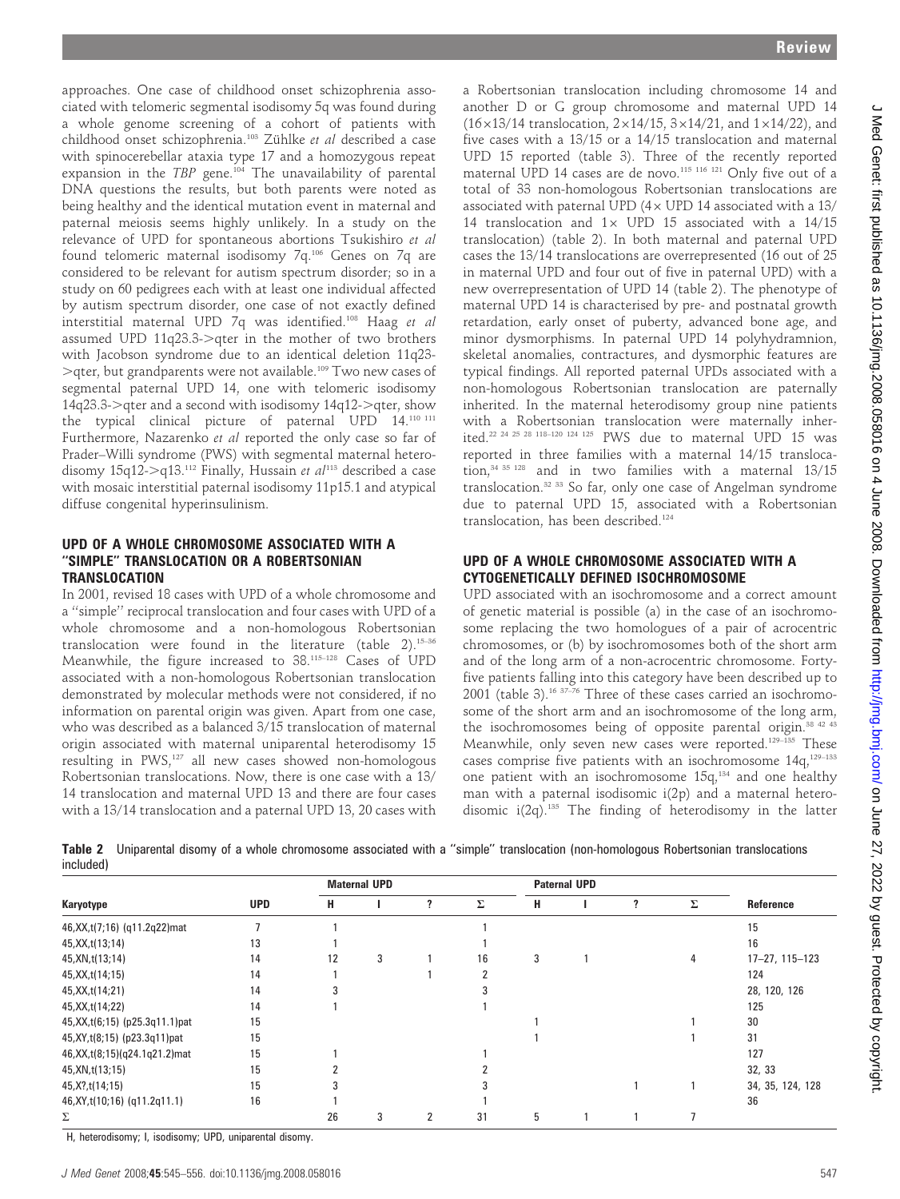approaches. One case of childhood onset schizophrenia associated with telomeric segmental isodisomy 5q was found during a whole genome screening of a cohort of patients with childhood onset schizophrenia.[103] Zühlke *et al* described a case with spinocerebellar ataxia type 17 and a homozygous repeat expansion in the *TBP* gene.[104] The unavailability of parental DNA questions the results, but both parents were noted as being healthy and the identical mutation event in maternal and paternal meiosis seems highly unlikely. In a study on the relevance of UPD for spontaneous abortions Tsukishiro *et al* found telomeric maternal isodisomy 7q.[106] Genes on 7q are considered to be relevant for autism spectrum disorder; so in a study on 60 pedigrees each with at least one individual affected by autism spectrum disorder, one case of not exactly defined interstitial maternal UPD 7q was identified.[108] Haag *et al* assumed UPD 11q23.3->qter in the mother of two brothers with Jacobson syndrome due to an identical deletion 11q23->qter, but grandparents were not available.[109] Two new cases of segmental paternal UPD 14, one with telomeric isodisomy 14q23.3->qter and a second with isodisomy 14q12->qter, show the typical clinical picture of paternal UPD 14.[110 111] Furthermore, Nazarenko *et al* reported the only case so far of Prader–Willi syndrome (PWS) with segmental maternal heterodisomy 15q12->q13.[112] Finally, Hussain *et al*[113] described a case with mosaic interstitial paternal isodisomy 11p15.1 and atypical diffuse congenital hyperinsulinism.

## UPD OF A WHOLE CHROMOSOME ASSOCIATED WITH A "SIMPLE" TRANSLOCATION OR A ROBERTSONIAN TRANSLOCATION

In 2001, revised 18 cases with UPD of a whole chromosome and a "simple" reciprocal translocation and four cases with UPD of a whole chromosome and a non-homologous Robertsonian translocation were found in the literature (table 2).[15–36] Meanwhile, the figure increased to 38.[115–128] Cases of UPD associated with a non-homologous Robertsonian translocation demonstrated by molecular methods were not considered, if no information on parental origin was given. Apart from one case, who was described as a balanced 8/15 translocation of maternal origin associated with maternal uniparental heterodisomy 15 resulting in PWS,[127] all new cases showed non-homologous Robertsonian translocations. Now, there is one case with a 13/14 translocation and maternal UPD 13 and there are four cases with a 13/14 translocation and a paternal UPD 13, 20 cases with a Robertsonian translocation including chromosome 14 and another D or G group chromosome and maternal UPD 14 (16×13/14 translocation, 2×14/15, 3×14/21, and 1×14/22), and five cases with a 13/15 or a 14/15 translocation and maternal UPD 15 reported (table 3). Three of the recently reported maternal UPD 14 cases are de novo.[115 116 121] Only five out of a total of 33 non-homologous Robertsonian translocations are associated with paternal UPD (4× UPD 14 associated with a 13/14 translocation and 1× UPD 15 associated with a 14/15 translocation) (table 2). In both maternal and paternal UPD cases the 13/14 translocations are overrepresented (16 out of 25 in maternal UPD and four out of five in paternal UPD) with a new overrepresentation of UPD 14 (table 2). The phenotype of maternal UPD 14 is characterised by pre- and postnatal growth retardation, early onset of puberty, advanced bone age, and minor dysmorphisms. In paternal UPD 14 polyhydramnion, skeletal anomalies, contractures, and dysmorphic features are typical findings. All reported paternal UPDs associated with a non-homologous Robertsonian translocation are paternally inherited. In the maternal heterodisomy group nine patients with a Robertsonian translocation were maternally inherited.[22 24 25 28 118–120 124 125] PWS due to maternal UPD 15 was reported in three families with a maternal 14/15 translocation,[34 35 128] and in two families with a maternal 13/15 translocation.[32 33] So far, only one case of Angelman syndrome due to paternal UPD 15, associated with a Robertsonian translocation, has been described.[124]

## UPD OF A WHOLE CHROMOSOME ASSOCIATED WITH A CYTOGENETICALLY DEFINED ISOCHROMOSOME

UPD associated with an isochromosome and a correct amount of genetic material is possible (a) in the case of an isochromosome replacing the two homologues of a pair of acrocentric chromosomes, or (b) by isochromosomes both of the short arm and of the long arm of a non-acrocentric chromosome. Forty-five patients falling into this category have been described up to 2001 (table 3).[16 37–76] Three of these cases carried an isochromosome of the short arm and an isochromosome of the long arm, the isochromosomes being of opposite parental origin.[38 42 43] Meanwhile, only seven new cases were reported.[129–135] These cases comprise five patients with an isochromosome 14q,[129–133] one patient with an isochromosome 15q,[134] and one healthy man with a paternal isodisomic i(2p) and a maternal heterodisomic i(2q).[135] The finding of heterodisomy in the latter

**Table 2** Uniparental disomy of a whole chromosome associated with a "simple" translocation (non-homologous Robertsonian translocations included)

| Karyotype | UPD | Maternal UPD | | | | Paternal UPD | | | | Reference |
|---|---|---|---|---|---|---|---|---|---|---|
| | | H | I | ? | Σ | H | I | ? | Σ | |
| 46,XX,t(7;16) (q11.2q22)mat | 7 | 1 | | | 1 | | | | | 15 |
| 45,XX,t(13;14) | 13 | 1 | | | 1 | | | | | 16 |
| 45,XN,t(13;14) | 14 | 12 | 3 | 1 | 16 | 3 | 1 | | 4 | 17–27, 115–123 |
| 45,XX,t(14;15) | 14 | 1 | | 1 | 2 | | | | | 124 |
| 45,XX,t(14;21) | 14 | 3 | | | 3 | | | | | 28, 120, 126 |
| 45,XX,t(14;22) | 14 | 1 | | | 1 | | | | | 125 |
| 45,XX,t(6;15) (p25.3q11.1)pat | 15 | | | | | 1 | | | 1 | 30 |
| 45,XY,t(8;15) (p23.3q11)pat | 15 | | | | | 1 | | | 1 | 31 |
| 46,XX,t(8;15)(q24.1q21.2)mat | 15 | 1 | | | 1 | | | | | 127 |
| 45,XN,t(13;15) | 15 | 2 | | | 2 | | | | | 32, 33 |
| 45,X?,t(14;15) | 15 | 3 | | | 3 | | | 1 | 1 | 34, 35, 124, 128 |
| 46,XY,t(10;16) (q11.2q11.1) | 16 | 1 | | | 1 | | | | | 36 |
| Σ | | 26 | 3 | 2 | 31 | 5 | 1 | 1 | 7 | |

H, heterodisomy; I, isodisomy; UPD, uniparental disomy.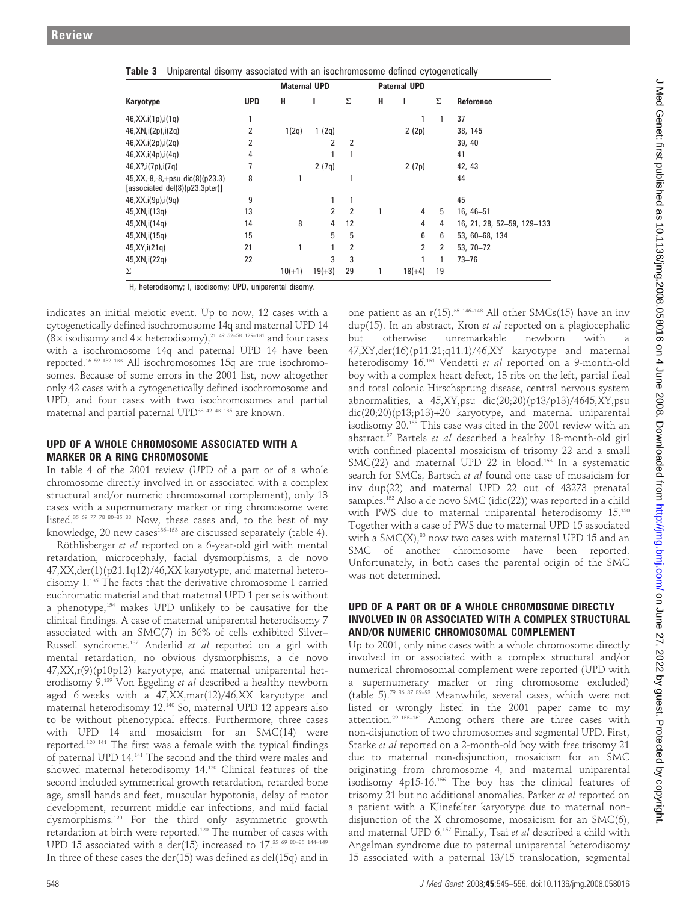**Table 3** Uniparental disomy associated with an isochromosome defined cytogenetically

| Karyotype | UPD | Maternal UPD | | | Paternal UPD | | | Reference |
|---|---|---|---|---|---|---|---|---|
| | | H | I | Σ | H | I | Σ | |
| 46,XX,i(1p),i(1q) | 1 | | | | | 1 | 1 | 37 |
| 46,XN,i(2p),i(2q) | 2 | 1(2q) | 1 (2q) | | | 2 (2p) | | 38, 145 |
| 46,XX,i(2p),i(2q) | 2 | | 2 | 2 | | | | 39, 40 |
| 46,XX,i(4p),i(4q) | 4 | | 1 | 1 | | | | 41 |
| 46,X?,i(7p),i(7q) | 7 | | 2 (7q) | | | 2 (7p) | | 42, 43 |
| 45,XX,-8,-8,+psu dic(8)(p23.3) [associated del(8)(p23.3pter)] | 8 | 1 | | 1 | | | | 44 |
| 46,XX,i(9p),i(9q) | 9 | | 1 | 1 | | | | 45 |
| 45,XN,i(13q) | 13 | | 2 | 2 | 1 | 4 | 5 | 16, 46–51 |
| 45,XN,i(14q) | 14 | 8 | 4 | 12 | | 4 | 4 | 16, 21, 28, 52–59, 129–133 |
| 45,XN,i(15q) | 15 | | 5 | 5 | | 6 | 6 | 53, 60–68, 134 |
| 45,XY,i(21q) | 21 | 1 | 1 | 2 | | 2 | 2 | 53, 70–72 |
| 45,XN,i(22q) | 22 | | 3 | 3 | | 1 | 1 | 73–76 |
| Σ | | 10(+1) | 19(+3) | 29 | 1 | 18(+4) | 19 | |

H, heterodisomy; I, isodisomy; UPD, uniparental disomy.

indicates an initial meiotic event. Up to now, 12 cases with a cytogenetically defined isochromosome 14q and maternal UPD 14 (8× isodisomy and 4× heterodisomy),[21 49 52–58 129–131] and four cases with a isochromosome 14q and paternal UPD 14 have been reported.[16 59 132 133] All isochromosomes 15q are true isochromosomes. Because of some errors in the 2001 list, now altogether only 42 cases with a cytogenetically defined isochromosome and UPD, and four cases with two isochromosomes and partial maternal and partial paternal UPD[38 42 43 135] are known.

## UPD OF A WHOLE CHROMOSOME ASSOCIATED WITH A MARKER OR A RING CHROMOSOME

In table 4 of the 2001 review (UPD of a part or of a whole chromosome directly involved in or associated with a complex structural and/or numeric chromosomal complement), only 13 cases with a supernumerary marker or ring chromosome were listed.[35 69 77 78 80–85 88] Now, these cases and, to the best of my knowledge, 20 new cases[136–153] are discussed separately (table 4).

Röthlisberger *et al* reported on a 6-year-old girl with mental retardation, microcephaly, facial dysmorphisms, a de novo 47,XX,der(1)(p21.1q12)/46,XX karyotype, and maternal heterodisomy 1.[136] The facts that the derivative chromosome 1 carried euchromatic material and that maternal UPD 1 per se is without a phenotype,[154] makes UPD unlikely to be causative for the clinical findings. A case of maternal uniparental heterodisomy 7 associated with an SMC(7) in 36% of cells exhibited Silver–Russell syndrome.[137] Anderlid *et al* reported on a girl with mental retardation, no obvious dysmorphisms, a de novo 47,XX,r(9)(p10p12) karyotype, and maternal uniparental heterodisomy 9.[139] Von Eggeling *et al* described a healthy newborn aged 6 weeks with a 47,XX,mar(12)/46,XX karyotype and maternal heterodisomy 12.[140] So, maternal UPD 12 appears also to be without phenotypical effects. Furthermore, three cases with UPD 14 and mosaicism for an SMC(14) were reported.[120 141] The first was a female with the typical findings of paternal UPD 14.[141] The second and the third were males and showed maternal heterodisomy 14.[120] Clinical features of the second included symmetrical growth retardation, retarded bone age, small hands and feet, muscular hypotonia, delay of motor development, recurrent middle ear infections, and mild facial dysmorphisms.[120] For the third only asymmetric growth retardation at birth were reported.[120] The number of cases with UPD 15 associated with a der(15) increased to 17.[35 69 80–85 144–149] In three of these cases the der(15) was defined as del(15q) and in one patient as an r(15).[35 146–148] All other SMCs(15) have an inv dup(15). In an abstract, Kron *et al* reported on a plagiocephalic but otherwise unremarkable newborn with a 47,XY,der(16)(p11.21;q11.1)/46,XY karyotype and maternal heterodisomy 16.[151] Vendetti *et al* reported on a 9-month-old boy with a complex heart defect, 13 ribs on the left, partial ileal and total colonic Hirschsprung disease, central nervous system abnormalities, a 45,XY,psu dic(20;20)(p13/p13)/4645,XY,psu dic(20;20)(p13;p13)+20 karyotype, and maternal uniparental isodisomy 20.[155] This case was cited in the 2001 review with an abstract.[87] Bartels *et al* described a healthy 18-month-old girl with confined placental mosaicism of trisomy 22 and a small SMC(22) and maternal UPD 22 in blood.[153] In a systematic search for SMCs, Bartsch *et al* found one case of mosaicism for inv dup(22) and maternal UPD 22 out of 43273 prenatal samples.[152] Also a de novo SMC (idic(22)) was reported in a child with PWS due to maternal uniparental heterodisomy 15.[150] Together with a case of PWS due to maternal UPD 15 associated with a SMC(X),[80] now two cases with maternal UPD 15 and an SMC of another chromosome have been reported. Unfortunately, in both cases the parental origin of the SMC was not determined.

## UPD OF A PART OR OF A WHOLE CHROMOSOME DIRECTLY INVOLVED IN OR ASSOCIATED WITH A COMPLEX STRUCTURAL AND/OR NUMERIC CHROMOSOMAL COMPLEMENT

Up to 2001, only nine cases with a whole chromosome directly involved in or associated with a complex structural and/or numerical chromosomal complement were reported (UPD with a supernumerary marker or ring chromosome excluded) (table 5).[79 86 87 89–93] Meanwhile, several cases, which were not listed or wrongly listed in the 2001 paper came to my attention.[29 155–161] Among others there are three cases with non-disjunction of two chromosomes and segmental UPD. First, Starke *et al* reported on a 2-month-old boy with free trisomy 21 due to maternal non-disjunction, mosaicism for an SMC originating from chromosome 4, and maternal uniparental isodisomy 4p15-16.[156] The boy has the clinical features of trisomy 21 but no additional anomalies. Parker *et al* reported on a patient with a Klinefelter karyotype due to maternal non-disjunction of the X chromosome, mosaicism for an SMC(6), and maternal UPD 6.[157] Finally, Tsai *et al* described a child with Angelman syndrome due to paternal uniparental heterodisomy 15 associated with a paternal 13/15 translocation, segmental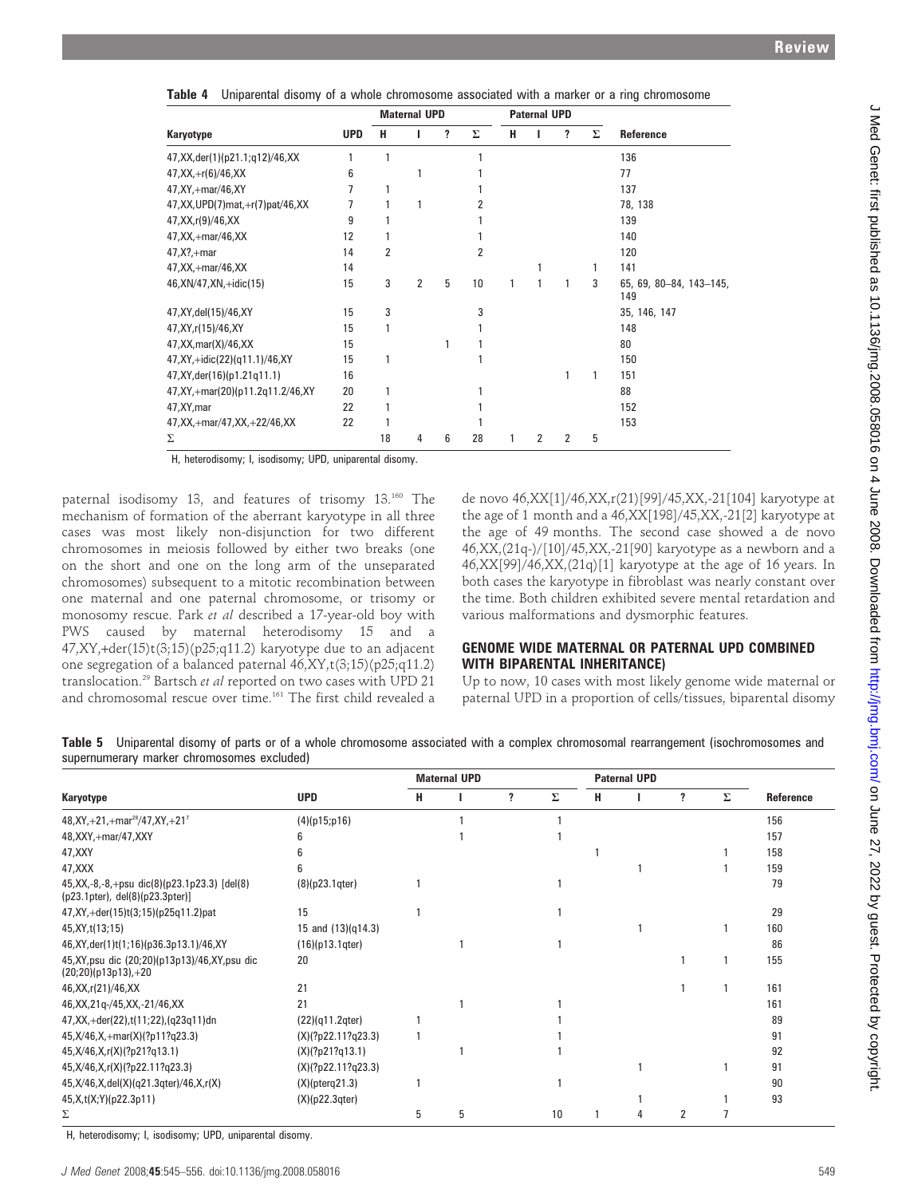**Table 4** Uniparental disomy of a whole chromosome associated with a marker or a ring chromosome

| Karyotype | UPD | Maternal UPD | | | | Paternal UPD | | | | Reference |
|---|---|---|---|---|---|---|---|---|---|---|
| | | H | I | ? | Σ | H | I | ? | Σ | |
| 47,XX,der(1)(p21.1;q12)/46,XX | 1 | 1 | | | 1 | | | | | 136 |
| 47,XX,+r(6)/46,XX | 6 | | 1 | | 1 | | | | | 77 |
| 47,XY,+mar/46,XY | 7 | 1 | | | 1 | | | | | 137 |
| 47,XX,UPD(7)mat,+r(7)pat/46,XX | 7 | 1 | 1 | | 2 | | | | | 78, 138 |
| 47,XX,r(9)/46,XX | 9 | 1 | | | 1 | | | | | 139 |
| 47,XX,+mar/46,XX | 12 | 1 | | | 1 | | | | | 140 |
| 47,X?,+mar | 14 | 2 | | | 2 | | | | | 120 |
| 47,XX,+mar/46,XX | 14 | | | | | | 1 | | 1 | 141 |
| 46,XN/47,XN,+idic(15) | 15 | 3 | 2 | 5 | 10 | 1 | 1 | 1 | 3 | 65, 69, 80–84, 143–145, 149 |
| 47,XY,del(15)/46,XY | 15 | 3 | | | 3 | | | | | 35, 146, 147 |
| 47,XY,r(15)/46,XY | 15 | 1 | | | 1 | | | | | 148 |
| 47,XX,mar(X)/46,XX | 15 | | | 1 | 1 | | | | | 80 |
| 47,XY,+idic(22)(q11.1)/46,XY | 15 | 1 | | | 1 | | | | | 150 |
| 47,XY,der(16)(p1.21q11.1) | 16 | | | | | | | 1 | 1 | 151 |
| 47,XY,+mar(20)(p11.2q11.2/46,XY | 20 | 1 | | | 1 | | | | | 88 |
| 47,XY,mar | 22 | 1 | | | 1 | | | | | 152 |
| 47,XX,+mar/47,XX,+22/46,XX | 22 | 1 | | | 1 | | | | | 153 |
| Σ | | 18 | 4 | 6 | 28 | 1 | 2 | 2 | 5 | |

H, heterodisomy; I, isodisomy; UPD, uniparental disomy.

paternal isodisomy 13, and features of trisomy 13.[160] The mechanism of formation of the aberrant karyotype in all three cases was most likely non-disjunction for two different chromosomes in meiosis followed by either two breaks (one on the short and one on the long arm of the unseparated chromosomes) subsequent to a mitotic recombination between one maternal and one paternal chromosome, or trisomy or monosomy rescue. Park *et al* described a 17-year-old boy with PWS caused by maternal heterodisomy 15 and a 47,XY,+der(15)t(3;15)(p25;q11.2) karyotype due to an adjacent one segregation of a balanced paternal 46,XY,t(3;15)(p25;q11.2) translocation.[29] Bartsch *et al* reported on two cases with UPD 21 and chromosomal rescue over time.[161] The first child revealed a de novo 46,XX[1]/46,XX,r(21)[99]/45,XX,-21[104] karyotype at the age of 1 month and a 46,XX[198]/45,XX,-21[2] karyotype at the age of 49 months. The second case showed a de novo 46,XX,(21q-)/[10]/45,XX,-21[90] karyotype as a newborn and a 46,XX[99]/46,XX,(21q)[1] karyotype at the age of 16 years. In both cases the karyotype in fibroblast was nearly constant over the time. Both children exhibited severe mental retardation and various malformations and dysmorphic features.

## GENOME WIDE MATERNAL OR PATERNAL UPD COMBINED WITH BIPARENTAL INHERITANCE)

Up to now, 10 cases with most likely genome wide maternal or paternal UPD in a proportion of cells/tissues, biparental disomy

**Table 5** Uniparental disomy of parts or of a whole chromosome associated with a complex chromosomal rearrangement (isochromosomes and supernumerary marker chromosomes excluded)

| Karyotype | UPD | Maternal UPD | | | | Paternal UPD | | | | Reference |
|---|---|---|---|---|---|---|---|---|---|---|
| | | H | I | ? | Σ | H | I | ? | Σ | |
| 48,XY,+21,+mar$^{28}$/47,XY,+21$^{7}$ | (4)(p15;p16) | | 1 | | 1 | | | | | 156 |
| 48,XXY,+mar/47,XXY | 6 | | 1 | | 1 | | | | | 157 |
| 47,XXY | 6 | | | | | 1 | | | 1 | 158 |
| 47,XXX | 6 | | | | | | 1 | | 1 | 159 |
| 45,XX,-8,-8,+psu dic(8)(p23.1p23.3) [del(8)(p23.1pter), del(8)(p23.3pter)] | (8)(p23.1qter) | 1 | | | 1 | | | | | 79 |
| 47,XY,+der(15)t(3;15)(p25q11.2)pat | 15 | 1 | | | 1 | | | | | 29 |
| 45,XY,t(13;15) | 15 and (13)(q14.3) | | | | | | 1 | | 1 | 160 |
| 46,XY,der(1)t(1;16)(p36.3p13.1)/46,XY | (16)(p13.1qter) | | 1 | | 1 | | | | | 86 |
| 45,XY,psu dic (20;20)(p13p13)/46,XY,psu dic (20;20)(p13p13),+20 | 20 | | | | | | | 1 | 1 | 155 |
| 46,XX,r(21)/46,XX | 21 | | | | | | | 1 | 1 | 161 |
| 46,XX,21q-/45,XX,-21/46,XX | 21 | | 1 | | 1 | | | | | 161 |
| 47,XX,+der(22),t(11;22),(q23q11)dn | (22)(q11.2qter) | 1 | | | 1 | | | | | 89 |
| 45,X/46,X,+mar(X)(?p11?q23.3) | (X)(?p22.11?q23.3) | 1 | | | 1 | | | | | 91 |
| 45,X/46,X,r(X)(?p21?q13.1) | (X)(?p21?q13.1) | | 1 | | 1 | | | | | 92 |
| 45,X/46,X,r(X)(?p22.11?q23.3) | (X)(?p22.11?q23.3) | | | | | | 1 | | 1 | 91 |
| 45,X/46,X,del(X)(q21.3qter)/46,X,r(X) | (X)(pterq21.3) | 1 | | | 1 | | | | | 90 |
| 45,X,t(X;Y)(p22.3p11) | (X)(p22.3qter) | | | | | | 1 | | 1 | 93 |
| Σ | | 5 | 5 | | 10 | 1 | 4 | 2 | 7 | |

H, heterodisomy; I, isodisomy; UPD, uniparental disomy.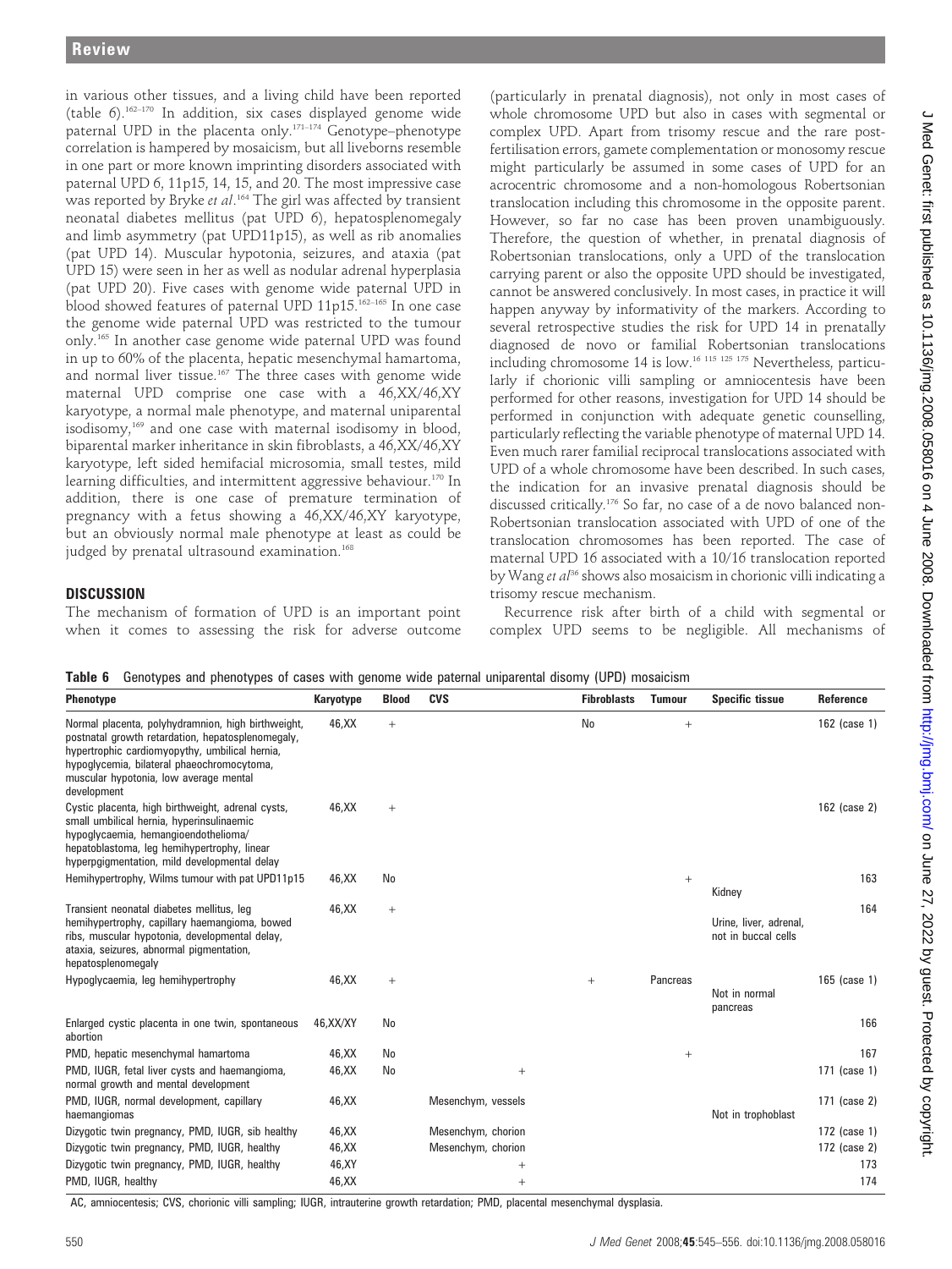in various other tissues, and a living child have been reported (table 6).[162–170] In addition, six cases displayed genome wide paternal UPD in the placenta only.[171–174] Genotype–phenotype correlation is hampered by mosaicism, but all liveborns resemble in one part or more known imprinting disorders associated with paternal UPD 6, 11p15, 14, 15, and 20. The most impressive case was reported by Bryke *et al*.[164] The girl was affected by transient neonatal diabetes mellitus (pat UPD 6), hepatosplenomegaly and limb asymmetry (pat UPD11p15), as well as rib anomalies (pat UPD 14). Muscular hypotonia, seizures, and ataxia (pat UPD 15) were seen in her as well as nodular adrenal hyperplasia (pat UPD 20). Five cases with genome wide paternal UPD in blood showed features of paternal UPD 11p15.[162–165] In one case the genome wide paternal UPD was restricted to the tumour only.[165] In another case genome wide paternal UPD was found in up to 60% of the placenta, hepatic mesenchymal hamartoma, and normal liver tissue.[167] The three cases with genome wide maternal UPD comprise one case with a 46,XX/46,XY karyotype, a normal male phenotype, and maternal uniparental isodisomy,[169] and one case with maternal isodisomy in blood, biparental marker inheritance in skin fibroblasts, a 46,XX/46,XY karyotype, left sided hemifacial microsomia, small testes, mild learning difficulties, and intermittent aggressive behaviour.[170] In addition, there is one case of premature termination of pregnancy with a fetus showing a 46,XX/46,XY karyotype, but an obviously normal male phenotype at least as could be judged by prenatal ultrasound examination.[168]

## DISCUSSION

The mechanism of formation of UPD is an important point when it comes to assessing the risk for adverse outcome (particularly in prenatal diagnosis), not only in most cases of whole chromosome UPD but also in cases with segmental or complex UPD. Apart from trisomy rescue and the rare post-fertilisation errors, gamete complementation or monosomy rescue might particularly be assumed in some cases of UPD for an acrocentric chromosome and a non-homologous Robertsonian translocation including this chromosome in the opposite parent. However, so far no case has been proven unambiguously. Therefore, the question of whether, in prenatal diagnosis of Robertsonian translocations, only a UPD of the translocation carrying parent or also the opposite UPD should be investigated, cannot be answered conclusively. In most cases, in practice it will happen anyway by informativity of the markers. According to several retrospective studies the risk for UPD 14 in prenatally diagnosed de novo or familial Robertsonian translocations including chromosome 14 is low.[16 115 125 175] Nevertheless, particularly if chorionic villi sampling or amniocentesis have been performed for other reasons, investigation for UPD 14 should be performed in conjunction with adequate genetic counselling, particularly reflecting the variable phenotype of maternal UPD 14. Even much rarer familial reciprocal translocations associated with UPD of a whole chromosome have been described. In such cases, the indication for an invasive prenatal diagnosis should be discussed critically.[176] So far, no case of a de novo balanced non-Robertsonian translocation associated with UPD of one of the translocation chromosomes has been reported. The case of maternal UPD 16 associated with a 10/16 translocation reported by Wang *et al*[36] shows also mosaicism in chorionic villi indicating a trisomy rescue mechanism.

Recurrence risk after birth of a child with segmental or complex UPD seems to be negligible. All mechanisms of

**Table 6** Genotypes and phenotypes of cases with genome wide paternal uniparental disomy (UPD) mosaicism

| Phenotype | Karyotype | Blood | CVS | Fibroblasts | Tumour | Specific tissue | Reference |
|---|---|---|---|---|---|---|---|
| Normal placenta, polyhydramnion, high birthweight, postnatal growth retardation, hepatosplenomegaly, hypertrophic cardiomyopythy, umbilical hernia, hypoglycemia, bilateral phaeochromocytoma, muscular hypotonia, low average mental development | 46,XX | + | | No | + | | 162 (case 1) |
| Cystic placenta, high birthweight, adrenal cysts, small umbilical hernia, hyperinsulinaemic hypoglycaemia, hemangioendothelioma/hepatoblastoma, leg hemihypertrophy, linear hyperpgigmentation, mild developmental delay | 46,XX | + | | | | | 162 (case 2) |
| Hemihypertrophy, Wilms tumour with pat UPD11p15 | 46,XX | No | | | + | Kidney | 163 |
| Transient neonatal diabetes mellitus, leg hemihypertrophy, capillary haemangioma, bowed ribs, muscular hypotonia, developmental delay, ataxia, seizures, abnormal pigmentation, hepatosplenomegaly | 46,XX | + | | | | Urine, liver, adrenal, not in buccal cells | 164 |
| Hypoglycaemia, leg hemihypertrophy | 46,XX | + | | + | Pancreas | Not in normal pancreas | 165 (case 1) |
| Enlarged cystic placenta in one twin, spontaneous abortion | 46,XX/XY | No | | | | | 166 |
| PMD, hepatic mesenchymal hamartoma | 46,XX | No | | | + | | 167 |
| PMD, IUGR, fetal liver cysts and haemangioma, normal growth and mental development | 46,XX | No | + | | | | 171 (case 1) |
| PMD, IUGR, normal development, capillary haemangiomas | 46,XX | | Mesenchym, vessels | | | Not in trophoblast | 171 (case 2) |
| Dizygotic twin pregnancy, PMD, IUGR, sib healthy | 46,XX | | Mesenchym, chorion | | | | 172 (case 1) |
| Dizygotic twin pregnancy, PMD, IUGR, healthy | 46,XX | | Mesenchym, chorion | | | | 172 (case 2) |
| Dizygotic twin pregnancy, PMD, IUGR, healthy | 46,XY | | + | | | | 173 |
| PMD, IUGR, healthy | 46,XX | | + | | | | 174 |

AC, amniocentesis; CVS, chorionic villi sampling; IUGR, intrauterine growth retardation; PMD, placental mesenchymal dysplasia.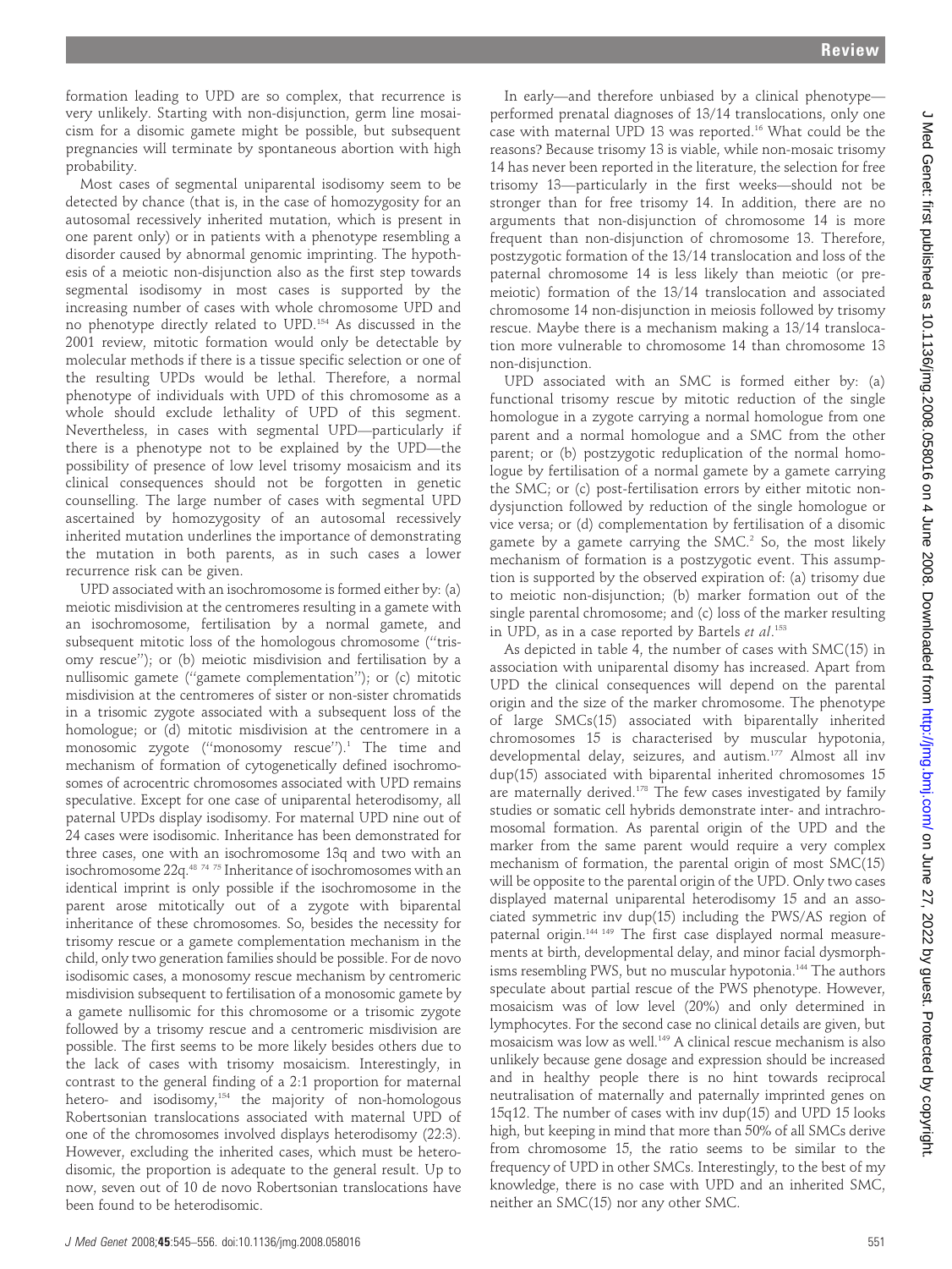formation leading to UPD are so complex, that recurrence is very unlikely. Starting with non-disjunction, germ line mosaicism for a disomic gamete might be possible, but subsequent pregnancies will terminate by spontaneous abortion with high probability.

Most cases of segmental uniparental isodisomy seem to be detected by chance (that is, in the case of homozygosity for an autosomal recessively inherited mutation, which is present in one parent only) or in patients with a phenotype resembling a disorder caused by abnormal genomic imprinting. The hypothesis of a meiotic non-disjunction also as the first step towards segmental isodisomy in most cases is supported by the increasing number of cases with whole chromosome UPD and no phenotype directly related to UPD.[154] As discussed in the 2001 review, mitotic formation would only be detectable by molecular methods if there is a tissue specific selection or one of the resulting UPDs would be lethal. Therefore, a normal phenotype of individuals with UPD of this chromosome as a whole should exclude lethality of UPD of this segment. Nevertheless, in cases with segmental UPD—particularly if there is a phenotype not to be explained by the UPD—the possibility of presence of low level trisomy mosaicism and its clinical consequences should not be forgotten in genetic counselling. The large number of cases with segmental UPD ascertained by homozygosity of an autosomal recessively inherited mutation underlines the importance of demonstrating the mutation in both parents, as in such cases a lower recurrence risk can be given.

UPD associated with an isochromosome is formed either by: (a) meiotic misdivision at the centromeres resulting in a gamete with an isochromosome, fertilisation by a normal gamete, and subsequent mitotic loss of the homologous chromosome ("trisomy rescue"); or (b) meiotic misdivision and fertilisation by a nullisomic gamete ("gamete complementation"); or (c) mitotic misdivision at the centromeres of sister or non-sister chromatids in a trisomic zygote associated with a subsequent loss of the homologue; or (d) mitotic misdivision at the centromere in a monosomic zygote ("monosomy rescue").[1] The time and mechanism of formation of cytogenetically defined isochromosomes of acrocentric chromosomes associated with UPD remains speculative. Except for one case of uniparental heterodisomy, all paternal UPDs display isodisomy. For maternal UPD nine out of 24 cases were isodisomic. Inheritance has been demonstrated for three cases, one with an isochromosome 13q and two with an isochromosome 22q.[48 74 75] Inheritance of isochromosomes with an identical imprint is only possible if the isochromosome in the parent arose mitotically out of a zygote with biparental inheritance of these chromosomes. So, besides the necessity for trisomy rescue or a gamete complementation mechanism in the child, only two generation families should be possible. For de novo isodisomic cases, a monosomy rescue mechanism by centromeric misdivision subsequent to fertilisation of a monosomic gamete by a gamete nullisomic for this chromosome or a trisomic zygote followed by a trisomy rescue and a centromeric misdivision are possible. The first seems to be more likely besides others due to the lack of cases with trisomy mosaicism. Interestingly, in contrast to the general finding of a 2:1 proportion for maternal hetero- and isodisomy,[154] the majority of non-homologous Robertsonian translocations associated with maternal UPD of one of the chromosomes involved displays heterodisomy (22:3). However, excluding the inherited cases, which must be heterodisomic, the proportion is adequate to the general result. Up to now, seven out of 10 de novo Robertsonian translocations have been found to be heterodisomic.

In early—and therefore unbiased by a clinical phenotype—performed prenatal diagnoses of 13/14 translocations, only one case with maternal UPD 13 was reported.[16] What could be the reasons? Because trisomy 13 is viable, while non-mosaic trisomy 14 has never been reported in the literature, the selection for free trisomy 13—particularly in the first weeks—should not be stronger than for free trisomy 14. In addition, there are no arguments that non-disjunction of chromosome 14 is more frequent than non-disjunction of chromosome 13. Therefore, postzygotic formation of the 13/14 translocation and loss of the paternal chromosome 14 is less likely than meiotic (or premeiotic) formation of the 13/14 translocation and associated chromosome 14 non-disjunction in meiosis followed by trisomy rescue. Maybe there is a mechanism making a 13/14 translocation more vulnerable to chromosome 14 than chromosome 13 non-disjunction.

UPD associated with an SMC is formed either by: (a) functional trisomy rescue by mitotic reduction of the single homologue in a zygote carrying a normal homologue from one parent and a normal homologue and a SMC from the other parent; or (b) postzygotic reduplication of the normal homologue by fertilisation of a normal gamete by a gamete carrying the SMC; or (c) post-fertilisation errors by either mitotic non-dysjunction followed by reduction of the single homologue or vice versa; or (d) complementation by fertilisation of a disomic gamete by a gamete carrying the SMC.[2] So, the most likely mechanism of formation is a postzygotic event. This assumption is supported by the observed expiration of: (a) trisomy due to meiotic non-disjunction; (b) marker formation out of the single parental chromosome; and (c) loss of the marker resulting in UPD, as in a case reported by Bartels *et al*.[153]

As depicted in table 4, the number of cases with SMC(15) in association with uniparental disomy has increased. Apart from UPD the clinical consequences will depend on the parental origin and the size of the marker chromosome. The phenotype of large SMCs(15) associated with biparentally inherited chromosomes 15 is characterised by muscular hypotonia, developmental delay, seizures, and autism.[177] Almost all inv dup(15) associated with biparental inherited chromosomes 15 are maternally derived.[178] The few cases investigated by family studies or somatic cell hybrids demonstrate inter- and intrachromosomal formation. As parental origin of the UPD and the marker from the same parent would require a very complex mechanism of formation, the parental origin of most SMC(15) will be opposite to the parental origin of the UPD. Only two cases displayed maternal uniparental heterodisomy 15 and an associated symmetric inv dup(15) including the PWS/AS region of paternal origin.[144 149] The first case displayed normal measurements at birth, developmental delay, and minor facial dysmorphisms resembling PWS, but no muscular hypotonia.[144] The authors speculate about partial rescue of the PWS phenotype. However, mosaicism was of low level (20%) and only determined in lymphocytes. For the second case no clinical details are given, but mosaicism was low as well.[149] A clinical rescue mechanism is also unlikely because gene dosage and expression should be increased and in healthy people there is no hint towards reciprocal neutralisation of maternally and paternally imprinted genes on 15q12. The number of cases with inv dup(15) and UPD 15 looks high, but keeping in mind that more than 50% of all SMCs derive from chromosome 15, the ratio seems to be similar to the frequency of UPD in other SMCs. Interestingly, to the best of my knowledge, there is no case with UPD and an inherited SMC, neither an SMC(15) nor any other SMC.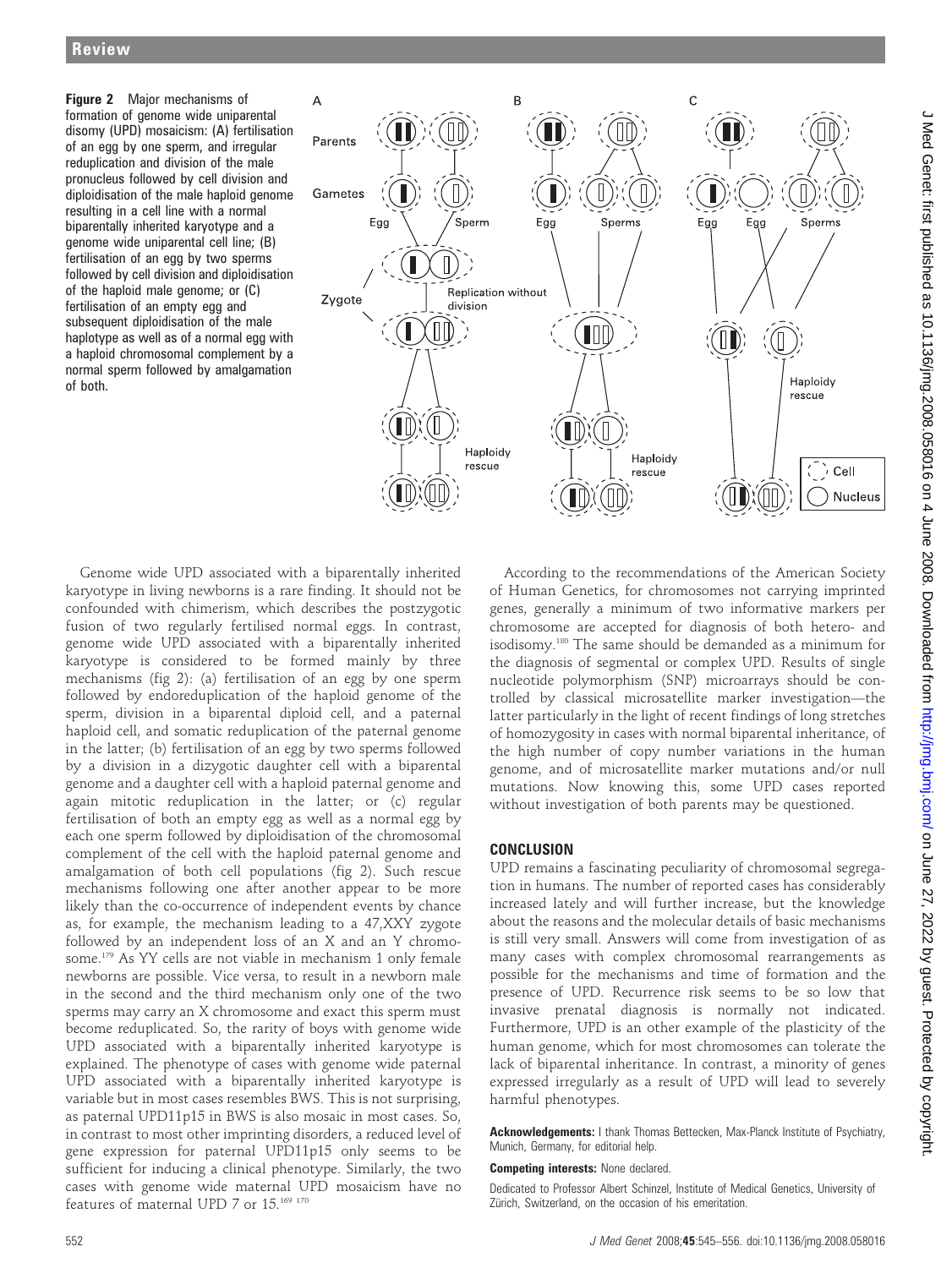**Figure 2** Major mechanisms of formation of genome wide uniparental disomy (UPD) mosaicism: (A) fertilisation of an egg by one sperm, and irregular reduplication and division of the male pronucleus followed by cell division and diploidisation of the male haploid genome resulting in a cell line with a normal biparentally inherited karyotype and a genome wide uniparental cell line; (B) fertilisation of an egg by two sperms followed by cell division and diploidisation of the haploid male genome; or (C) fertilisation of an empty egg and subsequent diploidisation of the male haplotype as well as of a normal egg with a haploid chromosomal complement by a normal sperm followed by amalgamation of both.

A B C

Parents

Gametes

Egg Sperm Egg Sperms Egg Egg Sperms

Zygote

Replication without division

Haploidy rescue

Haploidy rescue

Haploidy rescue

Cell

Nucleus

Genome wide UPD associated with a biparentally inherited karyotype in living newborns is a rare finding. It should not be confounded with chimerism, which describes the postzygotic fusion of two regularly fertilised normal eggs. In contrast, genome wide UPD associated with a biparentally inherited karyotype is considered to be formed mainly by three mechanisms (fig 2): (a) fertilisation of an egg by one sperm followed by endoreduplication of the haploid genome of the sperm, division in a biparental diploid cell, and a paternal haploid cell, and somatic reduplication of the paternal genome in the latter; (b) fertilisation of an egg by two sperms followed by a division in a dizygotic daughter cell with a biparental genome and a daughter cell with a haploid paternal genome and again mitotic reduplication in the latter; or (c) regular fertilisation of both an empty egg as well as a normal egg by each one sperm followed by diploidisation of the chromosomal complement of the cell with the haploid paternal genome and amalgamation of both cell populations (fig 2). Such rescue mechanisms following one after another appear to be more likely than the co-occurrence of independent events by chance as, for example, the mechanism leading to a 47,XXY zygote followed by an independent loss of an X and an Y chromosome.[179] As YY cells are not viable in mechanism 1 only female newborns are possible. Vice versa, to result in a newborn male in the second and the third mechanism only one of the two sperms may carry an X chromosome and exact this sperm must become reduplicated. So, the rarity of boys with genome wide UPD associated with a biparentally inherited karyotype is explained. The phenotype of cases with genome wide paternal UPD associated with a biparentally inherited karyotype is variable but in most cases resembles BWS. This is not surprising, as paternal UPD11p15 in BWS is also mosaic in most cases. So, in contrast to most other imprinting disorders, a reduced level of gene expression for paternal UPD11p15 only seems to be sufficient for inducing a clinical phenotype. Similarly, the two cases with genome wide maternal UPD mosaicism have no features of maternal UPD 7 or 15.[169 170]

According to the recommendations of the American Society of Human Genetics, for chromosomes not carrying imprinted genes, generally a minimum of two informative markers per chromosome are accepted for diagnosis of both hetero- and isodisomy.[180] The same should be demanded as a minimum for the diagnosis of segmental or complex UPD. Results of single nucleotide polymorphism (SNP) microarrays should be controlled by classical microsatellite marker investigation—the latter particularly in the light of recent findings of long stretches of homozygosity in cases with normal biparental inheritance, of the high number of copy number variations in the human genome, and of microsatellite marker mutations and/or null mutations. Now knowing this, some UPD cases reported without investigation of both parents may be questioned.

## CONCLUSION

UPD remains a fascinating peculiarity of chromosomal segregation in humans. The number of reported cases has considerably increased lately and will further increase, but the knowledge about the reasons and the molecular details of basic mechanisms is still very small. Answers will come from investigation of as many cases with complex chromosomal rearrangements as possible for the mechanisms and time of formation and the presence of UPD. Recurrence risk seems to be so low that invasive prenatal diagnosis is normally not indicated. Furthermore, UPD is an other example of the plasticity of the human genome, which for most chromosomes can tolerate the lack of biparental inheritance. In contrast, a minority of genes expressed irregularly as a result of UPD will lead to severely harmful phenotypes.

**Acknowledgements:** I thank Thomas Bettecken, Max-Planck Institute of Psychiatry, Munich, Germany, for editorial help.

**Competing interests:** None declared.

Dedicated to Professor Albert Schinzel, Institute of Medical Genetics, University of Zürich, Switzerland, on the occasion of his emeritation.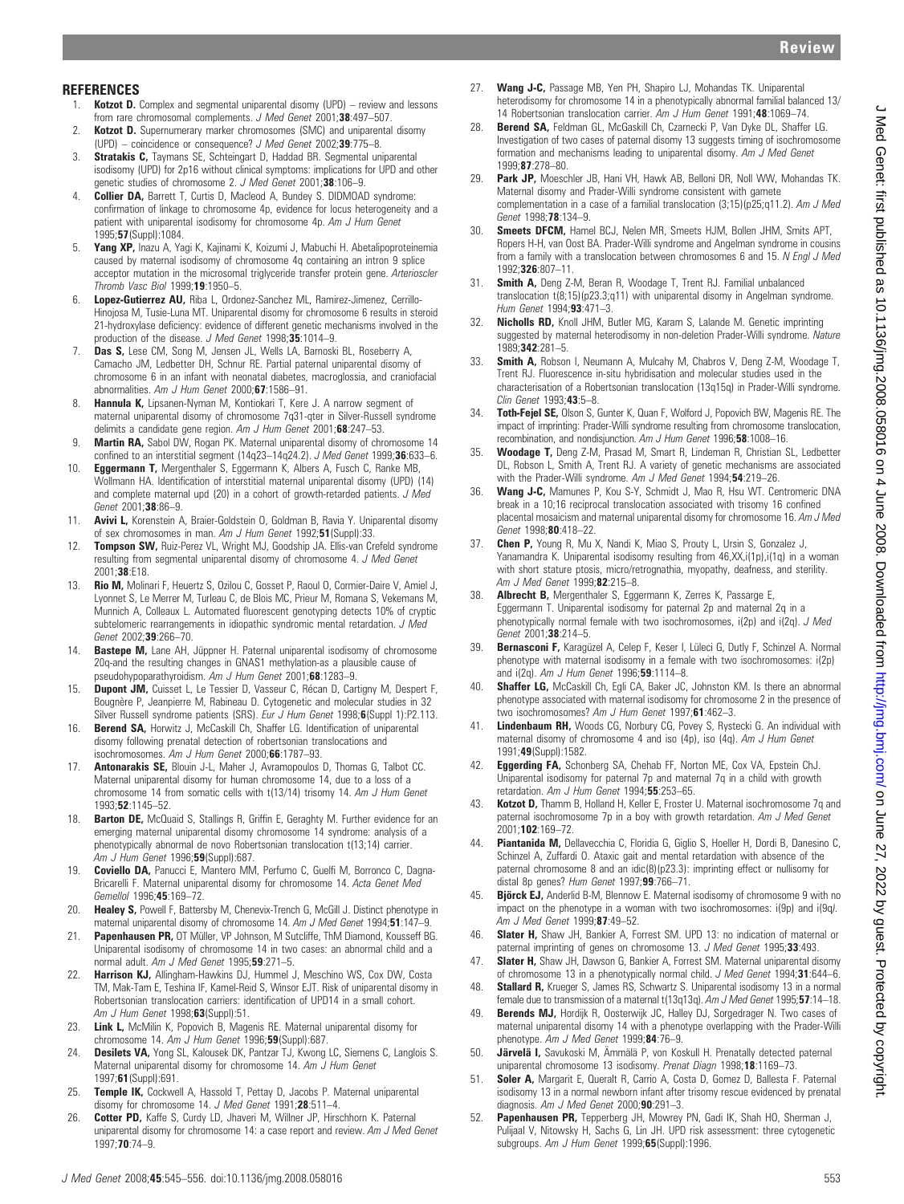## REFERENCES

1. **Kotzot D.** Complex and segmental uniparental disomy (UPD) – review and lessons from rare chromosomal complements. *J Med Genet* 2001;**38**:497–507.
2. **Kotzot D.** Supernumerary marker chromosomes (SMC) and uniparental disomy (UPD) – coincidence or consequence? *J Med Genet* 2002;**39**:775–8.
3. **Stratakis C,** Taymans SE, Schteingart D, Haddad BR. Segmental uniparental isodisomy (UPD) for 2p16 without clinical symptoms: implications for UPD and other genetic studies of chromosome 2. *J Med Genet* 2001;**38**:106–9.
4. **Collier DA,** Barrett T, Curtis D, Macleod A, Bundey S. DIDMOAD syndrome: confirmation of linkage to chromosome 4p, evidence for locus heterogeneity and a patient with uniparental isodisomy for chromosome 4p. *Am J Hum Genet* 1995;**57**(Suppl):1084.
5. **Yang XP,** Inazu A, Yagi K, Kajinami K, Koizumi J, Mabuchi H. Abetalipoproteinemia caused by maternal isodisomy of chromosome 4q containing an intron 9 splice acceptor mutation in the microsomal triglyceride transfer protein gene. *Arterioscler Thromb Vasc Biol* 1999;**19**:1950–5.
6. **Lopez-Gutierrez AU,** Riba L, Ordonez-Sanchez ML, Ramirez-Jimenez, Cerrillo-Hinojosa M, Tusie-Luna MT. Uniparental disomy for chromosome 6 results in steroid 21-hydroxylase deficiency: evidence of different genetic mechanisms involved in the production of the disease. *J Med Genet* 1998;**35**:1014–9.
7. **Das S,** Lese CM, Song M, Jensen JL, Wells LA, Barnoski BL, Roseberry A, Camacho JM, Ledbetter DH, Schnur RE. Partial paternal uniparental disomy of chromosome 6 in an infant with neonatal diabetes, macroglossia, and craniofacial abnormalities. *Am J Hum Genet* 2000;**67**:1586–91.
8. **Hannula K,** Lipsanen-Nyman M, Kontiokari T, Kere J. A narrow segment of maternal uniparental disomy of chromosome 7q31-qter in Silver-Russell syndrome delimits a candidate gene region. *Am J Hum Genet* 2001;**68**:247–53.
9. **Martin RA,** Sabol DW, Rogan PK. Maternal uniparental disomy of chromosome 14 confined to an interstitial segment (14q23–14q24.2). *J Med Genet* 1999;**36**:633–6.
10. **Eggermann T,** Mergenthaler S, Eggermann K, Albers A, Fusch C, Ranke MB, Wollmann HA. Identification of interstitial maternal uniparental disomy (UPD) (14) and complete maternal upd (20) in a cohort of growth-retarded patients. *J Med Genet* 2001;**38**:86–9.
11. **Avivi L,** Korenstein A, Braier-Goldstein O, Goldman B, Ravia Y. Uniparental disomy of sex chromosomes in man. *Am J Hum Genet* 1992;**51**(Suppl):33.
12. **Tompson SW,** Ruiz-Perez VL, Wright MJ, Goodship JA. Ellis-van Crefeld syndrome resulting from segmental uniparental disomy of chromosome 4. *J Med Genet* 2001;**38**:E18.
13. **Rio M,** Molinari F, Heuertz S, Ozilou C, Gosset P, Raoul O, Cormier-Daire V, Amiel J, Lyonnet S, Le Merrer M, Turleau C, de Blois MC, Prieur M, Romana S, Vekemans M, Munnich A, Colleaux L. Automated fluorescent genotyping detects 10% of cryptic subtelomeric rearrangements in idiopathic syndromic mental retardation. *J Med Genet* 2002;**39**:266–70.
14. **Bastepe M,** Lane AH, Jüppner H. Paternal uniparental isodisomy of chromosome 20q-and the resulting changes in GNAS1 methylation-as a plausible cause of pseudohypoparathyroidism. *Am J Hum Genet* 2001;**68**:1283–9.
15. **Dupont JM,** Cuisset L, Le Tessier D, Vasseur C, Récan D, Cartigny M, Despert F, Bougnère P, Jeanpierre M, Rabineau D. Cytogenetic and molecular studies in 32 Silver Russell syndrome patients (SRS). *Eur J Hum Genet* 1998;**6**(Suppl 1):P2.113.
16. **Berend SA,** Horwitz J, McCaskill Ch, Shaffer LG. Identification of uniparental disomy following prenatal detection of robertsonian translocations and isochromosomes. *Am J Hum Genet* 2000;**66**:1787–93.
17. **Antonarakis SE,** Blouin J-L, Maher J, Avramopoulos D, Thomas G, Talbot CC. Maternal uniparental disomy for human chromosome 14, due to a loss of a chromosome 14 from somatic cells with t(13/14) trisomy 14. *Am J Hum Genet* 1993;**52**:1145–52.
18. **Barton DE,** McQuaid S, Stallings R, Griffin E, Geraghty M. Further evidence for an emerging maternal uniparental disomy chromosome 14 syndrome: analysis of a phenotypically abnormal de novo Robertsonian translocation t(13;14) carrier. *Am J Hum Genet* 1996;**59**(Suppl):687.
19. **Coviello DA,** Panucci E, Mantero MM, Perfumo C, Guelfi M, Borronco C, Dagna-Bricarelli F. Maternal uniparental disomy for chromosome 14. *Acta Genet Med Gemellol* 1996;**45**:169–72.
20. **Healey S,** Powell F, Battersby M, Chenevix-Trench G, McGill J. Distinct phenotype in maternal uniparental disomy of chromosome 14. *Am J Med Genet* 1994;**51**:147–9.
21. **Papenhausen PR,** OT Müller, VP Johnson, M Sutcliffe, ThM Diamond, Kousseff BG. Uniparental isodisomy of chromosome 14 in two cases: an abnormal child and a normal adult. *Am J Med Genet* 1995;**59**:271–5.
22. **Harrison KJ,** Allingham-Hawkins DJ, Hummel J, Meschino WS, Cox DW, Costa TM, Mak-Tam E, Teshina IF, Kamel-Reid S, Winsor EJT. Risk of uniparental disomy in Robertsonian translocation carriers: identification of UPD14 in a small cohort. *Am J Hum Genet* 1998;**63**(Suppl):51.
23. **Link L,** McMilin K, Popovich B, Magenis RE. Maternal uniparental disomy for chromosome 14. *Am J Hum Genet* 1996;**59**(Suppl):687.
24. **Desilets VA,** Yong SL, Kalousek DK, Pantzar TJ, Kwong LC, Siemens C, Langlois S. Maternal uniparental disomy for chromosome 14. *Am J Hum Genet* 1997;**61**(Suppl):691.
25. **Temple IK,** Cockwell A, Hassold T, Pettay D, Jacobs P. Maternal uniparental disomy for chromosome 14. *J Med Genet* 1991;**28**:511–4.
26. **Cotter PD,** Kaffe S, Curdy LD, Jhaveri M, Willner JP, Hirschhorn K. Paternal uniparental disomy for chromosome 14: a case report and review. *Am J Med Genet* 1997;**70**:74–9.
27. **Wang J-C,** Passage MB, Yen PH, Shapiro LJ, Mohandas TK. Uniparental heterodisomy for chromosome 14 in a phenotypically abnormal familial balanced 13/14 Robertsonian translocation carrier. *Am J Hum Genet* 1991;**48**:1069–74.
28. **Berend SA,** Feldman GL, McGaskill Ch, Czarnecki P, Van Dyke DL, Shaffer LG. Investigation of two cases of paternal disomy 13 suggests timing of isochromosome formation and mechanisms leading to uniparental disomy. *Am J Med Genet* 1999;**87**:278–80.
29. **Park JP,** Moeschler JB, Hani VH, Hawk AB, Belloni DR, Noll WW, Mohandas TK. Maternal disomy and Prader-Willi syndrome consistent with gamete complementation in a case of a familial translocation (3;15)(p25;q11.2). *Am J Med Genet* 1998;**78**:134–9.
30. **Smeets DFCM,** Hamel BCJ, Nelen MR, Smeets HJM, Bollen JHM, Smits APT, Ropers H-H, van Oost BA. Prader-Willi syndrome and Angelman syndrome in cousins from a family with a translocation between chromosomes 6 and 15. *N Engl J Med* 1992;**326**:807–11.
31. **Smith A,** Deng Z-M, Beran R, Woodage T, Trent RJ. Familial unbalanced translocation t(8;15)(p23.3;q11) with uniparental disomy in Angelman syndrome. *Hum Genet* 1994;**93**:471–3.
32. **Nicholls RD,** Knoll JHM, Butler MG, Karam S, Lalande M. Genetic imprinting suggested by maternal heterodisomy in non-deletion Prader-Willi syndrome. *Nature* 1989;**342**:281–5.
33. **Smith A,** Robson I, Neumann A, Mulcahy M, Chabros V, Deng Z-M, Woodage T, Trent RJ. Fluorescence in-situ hybridisation and molecular studies used in the characterisation of a Robertsonian translocation (13q15q) in Prader-Willi syndrome. *Clin Genet* 1993;**43**:5–8.
34. **Toth-Fejel SE,** Olson S, Gunter K, Quan F, Wolford J, Popovich BW, Magenis RE. The impact of imprinting: Prader-Willi syndrome resulting from chromosome translocation, recombination, and nondisjunction. *Am J Hum Genet* 1996;**58**:1008–16.
35. **Woodage T,** Deng Z-M, Prasad M, Smart R, Lindeman R, Christian SL, Ledbetter DL, Robson L, Smith A, Trent RJ. A variety of genetic mechanisms are associated with the Prader-Willi syndrome. *Am J Med Genet* 1994;**54**:219–26.
36. **Wang J-C,** Mamunes P, Kou S-Y, Schmidt J, Mao R, Hsu WT. Centromeric DNA break in a 10;16 reciprocal translocation associated with trisomy 16 confined placental mosaicism and maternal uniparental disomy for chromosome 16. *Am J Med Genet* 1998;**80**:418–22.
37. **Chen P,** Young R, Mu X, Nandi K, Miao S, Prouty L, Ursin S, Gonzalez J, Yanamandra K. Uniparental isodisomy resulting from 46,XX,i(1p),i(1q) in a woman with short stature ptosis, micro/retrognathia, myopathy, deafness, and sterility. *Am J Med Genet* 1999;**82**:215–8.
38. **Albrecht B,** Mergenthaler S, Eggermann K, Zerres K, Passarge E, Eggermann T. Uniparental isodisomy for paternal 2p and maternal 2q in a phenotypically normal female with two isochromosomes, i(2p) and i(2q). *J Med Genet* 2001;**38**:214–5.
39. **Bernasconi F,** Karagüzel A, Celep F, Keser I, Lüleci G, Dutly F, Schinzel A. Normal phenotype with maternal isodisomy in a female with two isochromosomes: i(2p) and i(2q). *Am J Hum Genet* 1996;**59**:1114–8.
40. **Shaffer LG,** McCaskill Ch, Egli CA, Baker JC, Johnston KM. Is there an abnormal phenotype associated with maternal isodisomy for chromosome 2 in the presence of two isochromosomes? *Am J Hum Genet* 1997;**61**:462–3.
41. **Lindenbaum RH,** Woods CG, Norbury CG, Povey S, Rystecki G. An individual with maternal disomy of chromosome 4 and iso (4p), iso (4q). *Am J Hum Genet* 1991;**49**(Suppl):1582.
42. **Eggerding FA,** Schonberg SA, Chehab FF, Norton ME, Cox VA, Epstein ChJ. Uniparental isodisomy for paternal 7p and maternal 7q in a child with growth retardation. *Am J Hum Genet* 1994;**55**:253–65.
43. **Kotzot D,** Thamm B, Holland H, Keller E, Froster U. Maternal isochromosome 7q and paternal isochromosome 7p in a boy with growth retardation. *Am J Med Genet* 2001;**102**:169–72.
44. **Piantanida M,** Dellavecchia C, Floridia G, Giglio S, Hoeller H, Dordi B, Danesino C, Schinzel A, Zuffardi O. Ataxic gait and mental retardation with absence of the paternal chromosome 8 and an idic(8)(p23.3): imprinting effect or nullisomy for distal 8p genes? *Hum Genet* 1997;**99**:766–71.
45. **Björck EJ,** Anderlid B-M, Blennow E. Maternal isodisomy of chromosome 9 with no impact on the phenotype in a woman with two isochromosomes: i(9p) and i(9q). *Am J Med Genet* 1999;**87**:49–52.
46. **Slater H,** Shaw JH, Bankier A, Forrest SM. UPD 13: no indication of maternal or paternal imprinting of genes on chromosome 13. *J Med Genet* 1995;**33**:493.
47. **Slater H,** Shaw JH, Dawson G, Bankier A, Forrest SM. Maternal uniparental disomy of chromosome 13 in a phenotypically normal child. *J Med Genet* 1994;**31**:644–6.
48. **Stallard R,** Krueger S, James RS, Schwartz S. Uniparental isodisomy 13 in a normal female due to transmission of a maternal t(13q13q). *Am J Med Genet* 1995;**57**:14–18.
49. **Berends MJ,** Hordijk R, Oosterwijk JC, Halley DJ, Sorgedrager N. Two cases of maternal uniparental disomy 14 with a phenotype overlapping with the Prader-Willi phenotype. *Am J Med Genet* 1999;**84**:76–9.
50. **Järvelä I,** Savukoski M, Ämmälä P, von Koskull H. Prenatally detected paternal uniparental chromosome 13 isodisomy. *Prenat Diagn* 1998;**18**:1169–73.
51. **Soler A,** Margarit E, Queralt R, Carrio A, Costa D, Gomez D, Ballesta F. Paternal isodisomy 13 in a normal newborn infant after trisomy rescue evidenced by prenatal diagnosis. *Am J Med Genet* 2000;**90**:291–3.
52. **Papenhausen PR,** Tepperberg JH, Mowrey PN, Gadi IK, Shah HO, Sherman J, Pulijaal V, Nitowsky H, Sachs G, Lin JH. UPD risk assessment: three cytogenetic subgroups. *Am J Hum Genet* 1999;**65**(Suppl):1996.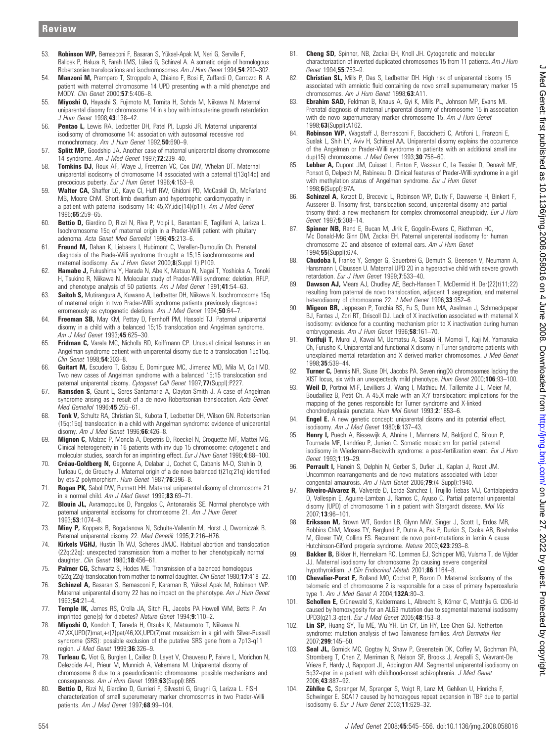53. **Robinson WP,** Bernasconi F, Basaran S, Yüksel-Apak M, Neri G, Serville F, Balicek P, Haluza R, Farah LMS, Lüleci G, Schinzel A. A somatic origin of homologous Robertsonian translocations and isochromosomes. *Am J Hum Genet* 1994;**54**:290–302.
54. **Manzoni M,** Pramparo T, Stroppolo A, Chiaino F, Bosi E, Zuffardi O, Carrozzo R. A patient with maternal chromosome 14 UPD presenting with a mild phenotype and MODY. *Clin Genet* 2000;**57**:5:406–8.
55. **Miyoshi O,** Hayashi S, Fujimoto M, Tomita H, Sohda M, Niikawa N. Maternal uniparental disomy for chromosome 14 in a boy with intrauterine growth retardation. *J Hum Genet* 1998;**43**:138–42.
56. **Pentao L,** Lewis RA, Ledbetter DH, Patel PI, Lupski JR. Maternal uniparental isodisomy of chromosome 14: association with autosomal recessive rod monochromacy. *Am J Hum Genet* 1992;**50**:690–9.
57. **Splitt MP,** Goodship JA. Another case of maternal uniparental disomy chromosome 14 syndrome. *Am J Med Genet* 1997;**72**:239–40.
58. **Tomkins DJ,** Roux AF, Waye J, Freeman VC, Cox DW, Whelan DT. Maternal uniparental isodisomy of chromosome 14 associated with a paternal t(13q14q) and precocious puberty. *Eur J Hum Genet* 1996;**4**:153–9.
59. **Walter CA,** Shaffer LG, Kaye CI, Huff RW, Ghidoni PD, McCaskill Ch, McFarland MB, Moore ChM. Short-limb dwarfism and hypertrophic cardiomyopathy in a patient with paternal isodisomy 14: 45,XY,idic(14)(p11). *Am J Med Genet* 1996;**65**:259–65.
60. **Bettio D,** Giardino D, Rizzi N, Riva P, Volpi L, Barantani E, Tagliferri A, Larizza L. Isochromosome 15q of maternal origin in a Prader-Willi patient with pituitary adenoma. *Acta Genet Med Gemellol* 1996;**45**:213–6.
61. **Freund M,** Dahan K, Liebaers I, Hubimont C, Verellen-Dumoulin Ch. Prenatal diagnosis of the Prade-Willi syndrome throught a 15;15 isochromosome and maternal isodisomy. *Eur J Hum Genet* 2000;**8**(Suppl 1):P109.
62. **Hamabe J,** Fukushima Y, Harada N, Abe K, Matsuo N, Nagai T, Yoshioka A, Tonoki H, Tsukino R, Niikawa N. Molecular study of Prader-Willi syndrome: deletion, RFLP, and phenotype analysis of 50 patients. *Am J Med Genet* 1991;**41**:54–63.
63. **Saitoh S,** Mutirangura A, Kuwano A, Ledbetter DH, Niikawa N. Isochromosome 15q of maternal origin in two Prader-Willi syndrome patients previously diagnosed errorneously as cytogenetic deletions. *Am J Med Genet* 1994;**50**:64–7.
64. **Freeman SB,** May KM, Pettay D, Fernhoff PM, Hassold TJ. Paternal uniparental disomy in a child with a balanced 15;15 translocation and Angelman syndrome. *Am J Med Genet* 1993;**45**:625–30.
65. **Fridman C,** Varela MC, Nicholls RD, Koiffmann CP. Unusual clinical features in an Angelman syndrome patient with uniparental disomy due to a translocation 15q15q. *Clin Genet* 1998;**54**:303–8.
66. **Guitart M,** Escudero T, Gabau E, Dominguez MC, Jimenez MD, Mila M, Coll MD. Two new cases of Angelman syndrome with a balanced 15;15 translocation and paternal uniparental disomy. *Cytogenet Cell Genet* 1997;**77**(Suppl):P227.
67. **Ramsden S,** Gaunt L, Seres-Santamaria A, Clayton-Smith J. A case of Angelman syndrome arising as a result of a de novo Robertsonian translocation. *Acta Genet Med Gemellol* 1996;**45**:255–61.
68. **Tonk V,** Schultz RA, Christian SL, Kubota T, Ledbetter DH, Wilson GN. Robertsonian (15q;15q) translocation in a child with Angelman syndrome: evidence of uniparental disomy. *Am J Med Genet* 1996;**66**:426–8.
69. **Mignon C,** Malzac P, Moncla A, Depetris D, Roeckel N, Croquette MF, Mattei MG. Clinical heterogeneity in 16 patients with inv dup 15 chromosome: cytogenetic and molecular studies, search for an imprinting effect. *Eur J Hum Genet* 1996;**4**:88–100.
70. **Créau-Goldberg N,** Gegonne A, Delabar J, Cochet C, Cabanis M-O, Stehlin D, Turleau C, de Grouchy J. Maternal origin of a de novo balanced t(21q;21q) identified by ets-2 polymorphism. *Hum Genet* 1987;**76**:396–8.
71. **Rogan PK,** Sabol DW, Punnett HH. Maternal uniparental disomy of chromosome 21 in a normal child. *Am J Med Genet* 1999;**83**:69–71.
72. **Blouin JL,** Avramopoulos D, Pangalos C, Antonarakis SE. Normal phenotype with paternal uniparental isodisomy for chromosome 21. *Am J Hum Genet* 1993;**53**:1074–8.
73. **Miny P,** Koppers B, Bogadanova N, Schulte-Vallentin M, Horst J, Dworniczak B. Paternal uniparental disomy 22. *Med Genetik* 1995;**7**:216–H76.
74. **Kirkels VGHJ,** Hustin Th WJ, Scheres JMJC. Habitual abortion and translocation (22q;22q): unexpected transmission from a mother to her phenotypically normal daughter. *Clin Genet* 1980;**18**:456–61.
75. **Palmer CG,** Schwartz S, Hodes ME. Transmission of a balanced homologous t(22q;22q) translocation from mother to normal daughter. *Clin Genet* 1980;**17**:418–22.
76. **Schinzel A,** Basaran S, Bernasconi F, Karaman B, Yüksel Apak M, Robinson WP. Maternal uniparental disomy 22 has no impact on the phenotype. *Am J Hum Genet* 1993;**54**:21–4.
77. **Temple IK,** James RS, Crolla JA, Sitch FL, Jacobs PA Howell WM, Betts P. An imprinted gene(s) for diabetes? *Nature Genet* 1994;**9**:110–2.
78. **Miyoshi O,** Kondoh T, Taneda H, Otsuka K, Matsumoto T, Niikawa N. 47,XX,UPD(7)mat,+r(7)pat/46,XX,UPD(7)mat mosaicism in a girl with Silver-Russell syndrome (SRS): possible exclusion of the putative SRS gene from a 7p13-q11 region. *J Med Genet* 1999;**36**:326–9.
79. **Turleau C,** Viot G, Burglen L, Caillez D, Layet V, Chauveau P, Faivre L, Morichon N, Delezoide A-L, Prieur M, Munnich A, Vekemans M. Uniparental disomy of chromosome 8 due to a pseudodicentric chromosome: possible mechanisms and consequences. *Am J Hum Genet* 1998;**63**(Suppl):865.
80. **Bettio D,** Rizzi N, Giardino D, Gurrieri F, Silvestri G, Grugni G, Larizza L. FISH characterization of small supernumerary marker chromosomes in two Prader-Willi patients. *Am J Med Genet* 1997;**68**:99–104.
81. **Cheng SD,** Spinner, NB, Zackai EH, Knoll JH. Cytogenetic and molecular characterization of inverted duplicated chromosomes 15 from 11 patients. *Am J Hum Genet* 1994;**55**:753–9.
82. **Christian SL,** Mills P, Das S, Ledbetter DH. High risk of uniparental disomy 15 associated with amniotic fluid containing de novo small supernumerary marker 15 chromosomes. *Am J Hum Genet* 1998;**63**:A11.
83. **Ebrahim SAD,** Feldman B, Knaus A, Gyi K, Mills PL, Johnson MP, Evans MI. Prenatal diagnosis of maternal uniparental disomy of chromosome 15 in association with de novo supernumerary marker chromosome 15. *Am J Hum Genet* 1998;**63**(Suppl):A162.
84. **Robinson WP,** Wagstaff J, Bernasconi F, Baccichetti C, Artifoni L, Franzoni E, Suslak L, Shih LY, Aviv H, Schinzel AA. Uniparental disomy explains the occurrence of the Angelman or Prader-Willi syndrome in patients with an additional small inv dup(15) chromosome. *J Med Genet* 1993;**30**:756–60.
85. **Lebbar A,** Dupont JM, Cuisset L, Pinton F, Vasseur C, Le Tessier D, Denavit MF, Ponsot G, Delpech M, Rabineau D. Clinical features of Prader-Willi syndrome in a girl with methylation status of Angelman syndrome. *Eur J Hum Genet* 1998;**6**(Suppl):97A.
86. **Schinzel A,** Kotzot D, Brecevic L, Robinson WP, Dutly F, Dauwerse H, Binkert F, Ausserer B. Trisomy first, translocation second, uniparental disomy and partial trisomy third: a new mechanism for complex chromosomal aneuploidy. *Eur J Hum Genet* 1997;**5**:308–14.
87. **Spinner NB,** Rand E, Bucan M, Jirik E, Gogolin-Ewens C, Riethman HC, Mc Donald-Mc Ginn DM, Zackai EH. Paternal uniparental isodisomy for human chromosome 20 and absence of external ears. *Am J Hum Genet* 1994;**55**(Suppl):674.
88. **Chudoba I,** Franke Y, Senger G, Sauerbrei G, Demuth S, Beensen V, Neumann A, Hansmann I, Claussen U. Maternal UPD 20 in a hyperactive child with severe growth retardation. *Eur J Hum Genet* 1999;**7**:533–40.
89. **Dawson AJ,** Mears AJ, Chudley AE, Bech-Hansen T, McDermid H. Der(22)t(11;22) resulting from paternal de novo translocation, adjacent 1 segregation, and maternal heterodisomy of chromosome 22. *J Med Genet* 1996;**33**:952–6.
90. **Migeon BR,** Jeppesen P, Torchia BS, Fu S, Dunn MA, Axelman J, Schmeckpeper BJ, Fantes J, Zori RT, Driscoll DJ. Lack of X inactivation associated with maternal X isodisomy: evidence for a counting mechanism prior to X inactivation during human embryogenesis. *Am J Hum Genet* 1996;**58**:161–70.
91. **Yorifuji T,** Muroi J, Kawai M, Uematsu A, Sasaki H, Momoi T, Kaji M, Yamanaka Ch, Furusho K. Uniparental and functional X disomy in Turner syndrome patients with unexplained mental retardation and X derived marker chromosomes. *J Med Genet* 1998;**35**:539–44.
92. **Turner C,** Dennis NR, Skuse DH, Jacobs PA. Seven ring(X) chromosomes lacking the XIST locus, six with an unexpectedly mild phenotype. *Hum Genet* 2000;**106**:93–100.
93. **Weil D,** Portnoi M-F, Levilliers J, Wang I, Mathieu M, Taillemite J-L, Meier M, Boudailliez B, Petit Ch. A 45,X male with an X;Y translocation: implications for the mapping of the genes responsible for Turner syndrome and X-linked chondrodysplasia punctata. *Hum Mol Genet* 1993;**2**:1853–6.
94. **Engel E.** A new genetic concept: uniparental disomy and its potential effect, isodisomy. *Am J Med Genet* 1980;**6**:137–43.
95. **Henry I,** Puech A, Riesewijk A, Ahnine L, Mannens M, Beldjord C, Bitoun P, Tournade MF, Landrieu P, Junien C. Somatic mosaicism for partial paternal isodisomy in Wiedemann-Beckwith syndrome: a post-fertilization event. *Eur J Hum Genet* 1993;**1**:19–29.
96. **Perrault I,** Hanein S, Delphin N, Gerber S, Dufier JL, Kaplan J, Rozet JM. Uncommon rearrangements and de novo mutations associated with Leber congenital amaurosis. *Am J Hum Genet* 2006;**79**:(4 Suppl):1940.
97. **Riveiro-Alvarez R,** Valverde D, Lorda-Sanchez I, Trujillo-Tiebas MJ, Cantalapiedra D, Vallespin E, Aguirre-Lamban J, Ramos C, Ayuso C. Partial paternal uniparental disomy (UPD) of chromosome 1 in a patient with Stargardt disease. *Mol Vis* 2007;**13**:96–101.
98. **Eriksson M,** Brown WT, Gordon LB, Glynn MW, Singer J, Scott L, Erdos MR, Robbins ChM, Moses TY, Berglund P, Dutra A, Pak E, Durkin S, Csoka AB, Boehnke M, Glover TW, Collins FS. Recurrent de novo point-mutations in lamin A cause Hutchinson-Gilford progeria syndrome. *Nature* 2003;**423**:293–8.
99. **Bakker B,** Bikker H, Hennekam RC, Lommen EJ, Schipper MG, Vulsma T, de Vijlder JJ. Maternal isodisomy for chromosome 2p causing severe congenital hypothyroidism. *J Clin Endocrinol Metab* 2001;**86**:1164–8.
100. **Chevalier-Porst F,** Rolland MO, Cochat P, Bozon D. Maternal isodisomy of the telomeric end of chromosome 2 is responsible for a case of primary hyperoxaluria type 1. *Am J Med Genet A* 2004;**132A**:80–3.
101. **Schollen E,** Grünewald S, Keldermans L, Albrecht B, Körner C, Matthijs G. CDG-Id caused by homozygosity for an ALG3 mutation due to segmental maternal isodisomy UPD3(q21.3-qter). *Eur J Med Genet* 2005;**48**:153–8.
102. **Lin SP,** Huang SY, Tu ME, Wu YH, Lin CY, Lin HY, Lee-Chen GJ. Netherton syndrome: mutation analysis of two Taiwanese families. *Arch Dermatol Res* 2007;**299**:145–50.
103. **Seal JL,** Gornick MC, Gogtay N, Shaw P, Greenstein DK, Coffey M, Gochman PA, Stromberg T, Chen Z, Merriman B, Nelson SF, Brooks J, Arepalli S, Wavrant-De Vrieze F, Hardy J, Rapoport JL, Addington AM. Segmental uniparental isodisomy on 5q32-qter in a patient with childhood-onset schizophrenia. *J Med Genet* 2006;**43**:887–92.
104. **Zühlke C,** Spranger M, Spranger S, Voigt R, Lanz M, Gehlken U, Hinrichs F, Schwinger E. SCA17 caused by homozygous repeat expansion in TBP due to partial isodisomy 6. *Eur J Hum Genet* 2003;**11**:629–32.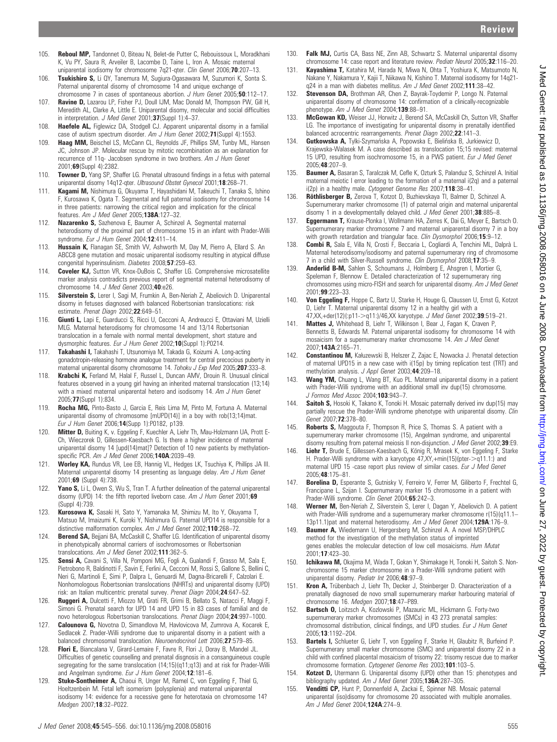105. **Reboul MP**, Tandonnet O, Biteau N, Belet-de Putter C, Rebouissoux L, Moradkhani K, Vu PY, Saura R, Arveiler B, Lacombe D, Taine L, Iron A. Mosaic maternal uniparental isodisomy for chromosome 7q21-qter. *Clin Genet* 2006;**70**:207–13.
106. **Tsukishiro S**, Li QY, Tanemura M, Sugiura-Ogasawara M, Suzumori K, Sonta S. Paternal uniparental disomy of chromosome 14 and unique exchange of chromosome 7 in cases of spontaneous abortion. *J Hum Genet* 2005;**50**:112–17.
107. **Ravine D**, Lazarou LP, Fisher PJ, Doull IJM, Mac Donald M, Thompson PW, Gill H, Meredith AL, Clarke A, Little E. Uniparental disomy, molecular and social difficulties in interpretation. *J Med Genet* 2001;**37**(Suppl 1):4–37.
108. **Haefele AL**, Figlewicz DA, Stodgell CJ. Apparent uniparental disomy in a familial case of autism spectrum disorder. *Am J Hum Genet* 2002;**71**(Suppl 4):1553.
109. **Haag MM**, Beischel LS, McCann CL, Reynolds JF, Phillips SM, Tunby ML, Hansen JC, Johnson JP. Molecular rescue by mitotic recombination as an explanation for recurrence of 11q- Jacobsen syndrome in two brothers. *Am J Hum Genet* 2001;**69**(Suppl 4):2382.
110. **Towner D**, Yang SP, Shaffer LG. Prenatal ultrasound findings in a fetus with paternal uniparental disomy 14q12-qter. *Ultrasound Obstet Gynecol* 2001;**18**:268–71.
111. **Kagami M**, Nishimura G, Okuyama T, Hayashidani M, Takeuchi T, Tanaka S, Ishino F, Kurosawa K, Ogata T. Segmental and full paternal isodisomy for chromosome 14 in three patients: narrowing the critical region and implication for the clinical features. *Am J Med Genet* 2005;**138A**:127–32.
112. **Nazarenko S**, Sazhenova E, Baumer A, Schinzel A. Segmental maternal heterodisomy of the proximal part of chromosome 15 in an infant with Prader-Willi syndrome. *Eur J Hum Genet* 2004;**12**:411–14.
113. **Hussain K**, Flanagan SE, Smith VV, Ashworth M, Day M, Pierro A, Ellard S. An ABCC8 gene mutation and mosaic uniparental isodisomy resulting in atypical diffuse congenital hyperinsulinism. *Diabetes* 2008;**57**:259–63.
114. **Coveler KJ**, Sutton VR, Knox-DuBois C, Shaffer LG. Comprehensive microsatellite marker analysis contradicts previous report of segmental maternal heterodisomy of chromosome 14. *J Med Genet* 2003;**40**:e26.
115. **Silverstein S**, Lerer I, Sagi M, Frumkin A, Ben-Neriah Z, Abeliovich D. Uniparental disomy in fetuses diagnosed with balanced Robertsonian translocations: risk estimate. *Prenat Diagn* 2002;**22**:649–51.
116. **Giunti L**, Lapi E, Guarducci S, Ricci U, Cecconi A, Andreucci E, Ottaviani M, Uzielli MLG. Maternal heterodisomy for chromosome 14 and 13/14 Robertsonian translocation in a female with normal mental development, short stature and dysmorphic features. *Eur J Hum Genet* 2002;**10**(Suppl 1):P0214.
117. **Takahashi I**, Takahashi T, Utsunomiya M, Takada G, Koizumi A. Long-acting gonadotropin-releasing hormone analogue treatment for central precocious puberty in maternal uniparental disomy chromosome 14. *Tohoku J Exp Med* 2005;**207**:333–8.
118. **Krabchi K**, Ferland M, Halal F, Russel L, Duncan AMV, Drouin R. Unusual clinical features observed in a young girl having an inherited maternal translocation (13;14) with a mixed maternal uniparental hetero and isodisomy 14. *Am J Hum Genet* 2005;**77**(Suppl 1):834.
119. **Rocha MG**, Pinto-Basto J, Garcia E, Reis Lima M, Pinto M, Fortuna A. Maternal uniparental disomy of chromosome [mUPD(14)] in a boy with rob(13;14)mat. *Eur J Hum Genet* 2006;**14**(Supp 1):P0182, p139.
120. **Mitter D**, Buiting K, v. Eggeling F, Kuechler A, Liehr Th, Mau-Holzmann UA, Prott E-Ch, Wieczorek D, Gillessen-Kaesbach G. Is there a higher incidence of maternal uniparental disomy 14 [upd(14)mat]? Detection of 10 new patients by methylation-specific PCR. *Am J Med Genet* 2006;**140A**:2039–49.
121. **Worley KA**, Rundus VR, Lee EB, Hannig VL, Hedges LK, Tsuchiya K, Phillips JA III. Maternal uniparental disomy 14 presenting as language delay. *Am J Hum Genet* 2001;**69** (Suppl 4):738.
122. **Yano S**, Li L, Owen S, Wu S, Tran T. A further delineation of the paternal uniparental disomy (UPD) 14: the fifth reported liveborn case. *Am J Hum Genet* 2001;**69** (Suppl 4):739.
123. **Kurosawa K**, Sasaki H, Sato Y, Yamanaka M, Shimizu M, Ito Y, Okuyama T, Matsuo M, Imaizumi K, Kuroki Y, Nishimura G. Paternal UPD14 is responsible for a distinctive malformation complex. *Am J Med Genet* 2002;**110**:268–72.
124. **Berend SA**, Bejjani BA, McCaskill C, Shaffer LG. Identification of uniparental disomy in phenotypically abnormal carriers of isochromosomes or Robertsonian translocations. *Am J Med Genet* 2002;**111**:362–5.
125. **Sensi A**, Cavani S, Villa N, Pomponi MG, Fogli A, Gualandi F, Grasso M, Sala E, Pietrobono R, Baldinotti F, Savin E, Ferlini A, Cecconi M, Rossi S, Gallone S, Bellini C, Neri G, Martinoli E, Simi P, Dalpra L, Genuardi M, Dagna-Bricarelli F, Calzolari E. Nonhomologous Robertsonian translocations (NHRTs) and uniparental disomy (UPD) risk: an Italian multicentric prenatal survey. *Prenat Diagn* 2004;**24**:647–52.
126. **Ruggeri A**, Dulcetti F, Miozzo M, Grati FR, Grimi B, Bellato S, Natacci F, Maggi F, Simoni G. Prenatal search for UPD 14 and UPD 15 in 83 cases of familial and de novo heterologous Robertsonian translocations. *Prenat Diagn* 2004;**24**:997–1000.
127. **Calounova G**, Novotna D, Simandlova M, Havlovicova M, Zumrova A, Kocarek E, Sedlacek Z. Prader-Willi syndrome due to uniparental disomy in a patient with a balanced chromosomal translocation. *Neuroendocrinol Lett* 2006;**27**:579–85.
128. **Flori E**, Biancalana V, Girard-Lemaire F, Favre R, Flori J, Doray B, Mandel JL. Difficulties of genetic counselling and prenatal disgnosis in a consanguineous couple segregating for the same translocation (14;15)(q11;q13) and at risk for Prader-Willi and Angelman syndrome. *Eur J Hum Genet* 2004;**12**:181–6.
129. **Stuke-Sontheimer A**, Chaoui R, Unger M, Ramel C, von Eggeling F, Thiel G, Hoeltzenbein M. Fetal left isomerism (polysplenia) and maternal uniparental isodisomy 14: evidence for a recessive gene for heterotaxia on chromosome 14? *Medgen* 2007;**18**:32–P022.
130. **Falk MJ**, Curtis CA, Bass NE, Zinn AB, Schwartz S. Maternal uniparental disomy chromosome 14: case report and literature review. *Pediatr Neurol* 2005;**32**:116–20.
131. **Kayashima T**, Katahira M, Harada N, Miwa N, Ohta T, Yoshiura K, Matsumoto N, Nakane Y, Nakamura Y, Kajii T, Niikawa N, Kishino T. Maternal isodisomy for 14q21-q24 in a man with diabetes mellitus. *Am J Med Genet* 2002;**111**:38–42.
132. **Stevenson DA**, Brothman AR, Chen Z, Bayrak-Toydemir P, Longo N. Paternal uniparental disomy of chromosome 14: confirmation of a clinically-recognizable phenotype. *Am J Med Genet* 2004;**139**:88–91.
133. **McGowan KD**, Weiser JJ, Horwitz J, Berend SA, McCaskill Ch, Sutton VR, Shaffer LG. The importance of investigating for uniparental disomy in prenatally identified balanced acrocentric rearrangements. *Prenat Diagn* 2002;**22**:141–3.
134. **Gutkowska A**, Tylki-Szymańska A, Popowska E, Bielińska B, Jurkiewicz D, Krajewska-Walasek M. A case described as translocation 15;15 revised: maternal 15 UPD, resulting from isochromosome 15, in a PWS patient. *Eur J Med Genet* 2005;**48**:207–9.
135. **Baumer A**, Basaran S, Taralczak M, Cefle K, Ozturk S, Palanduz S, Schinzel A. Initial maternal meiotic I error leading to the formation of a maternal i(2q) and a paternal i(2p) in a healthy male. *Cytogenet Genome Res* 2007;**118**:38–41.
136. **Röthlisberger B**, Zerova T, Kotzot D, Buzhievskaya TI, Balmer D, Schinzel A. Supernumerary marker chromosome (1) of paternal origin and maternal uniparental disomy 1 in a developmentally delayed child. *J Med Genet* 2001;**38**:885–8.
137. **Eggermann T**, Krause-Plonka I, Wollmann HA, Zerres K, Dai G, Meyer E, Bartsch O. Supernumerary marker chromosome 7 and maternal uniparental disomy 7 in a boy with growth retardation and triangular face. *Clin Dysmorphol* 2006;**15**:9–12.
138. **Combi R**, Sala E, Villa N, Crosti F, Beccaria L, Cogliardi A, Tenchini ML, Dalprà L. Maternal heterodisomy/isodisomy and paternal supernumerary ring of chromosome 7 in a child with Silver-Russell syndrome. *Clin Dysmorphol* 2008;**17**:35–9.
139. **Anderlid B-M**, Sahlen S, Schoumans J, Holmberg E, Ahsgren I, Mortier G, Speleman F, Blennow E. Detailed characterization of 12 supernumerary ring chromosomes using micro-FISH and search for uniparental disomy. *Am J Med Genet* 2001;**99**:223–33.
140. **Von Eggeling F**, Hoppe C, Bartz U, Starke H, Houge G, Claussen U, Ernst G, Kotzot D, Liehr T. Maternal uniparental disomy 12 in a healthy girl with a 47,XX,+der(12)(:p11->q11:)/46,XX karyotype. *J Med Genet* 2002;**39**:519–21.
141. **Mattes J**, Whitehead B, Liehr T, Wilkinson I, Bear J, Fagan K, Craven P, Bennetts B, Edwards M. Paternal uniparental isodisomy for chromosome 14 with mosaicism for a supernumerary marker chromosome 14. *Am J Med Genet* 2007;**143A**:2165–71.
142. **Constantinou M**, Kałużewski B, Helszer Z, Zajac E, Nowacka J. Prenatal detection of maternal UPD15 in a new case with i(15p) by timing replication test (TRT) and methylation analysis. *J Appl Genet* 2003;**44**:209–18.
143. **Wang YM**, Chuang L, Wang BT, Kuo PL. Maternal uniparental disomy in a patient with Prader-Willi syndrome with an additional small inv dup(15) chromosome. *J Formos Med Assoc* 2004;**103**:943–7.
144. **Saitoh S**, Hosoki K, Takano K, Tonoki H. Mosaic paternally derived inv dup(15) may partially rescue the Prader-Willi syndrome phenotype with uniparental disomy. *Clin Genet* 2007;**72**:378–80.
145. **Roberts S**, Maggouta F, Thompson R, Price S, Thomas S. A patient with a supernumerary marker chromosome (15), Angelman syndrome, and uniparental disomy resulting from paternal meiosis II non-disjunction. *J Med Genet* 2002;**39**:E9.
146. **Liehr T**, Brude E, Gillessen-Kaesbach G, König R, Mrasek K, von Eggeling F, Starke H. Prader-Willi syndrome with a karyotype 47,XY,+min(15)(pter->q11.1:) and maternal UPD 15 -case report plus review of similar cases. *Eur J Med Genet* 2005;**48**:175–81.
147. **Borelina D**, Esperante S, Gutnisky V, Ferreiro V, Ferrer M, Giliberto F, Frechtel G, Francipane L, Szijan I. Supernumerary marker 15 chromosome in a patient with Prader-Willi syndrome. *Clin Genet* 2004;**65**:242–3.
148. **Werner M**, Ben-Neriah Z, Silverstein S, Lerer I, Dagan Y, Abeliovich D. A patient with Prader-Willi syndrome and a supernumerary marker chromosome r(15)(q11.1–13p11.1)pat and maternal heterodisomy. *Am J Med Genet* 2004;**129A**:176–9.
149. **Baumer A**, Wiedemann U, Hergersberg M, Schinzel A. A novel MSP/DHPLC method for the investigation of the methylation status of imprinted genes enables the molecular detection of low cell mosaicisms. *Hum Mutat* 2001;**17**:423–30.
150. **Ichikawa M**, Okajima M, Wada T, Gokan Y, Shimakage H, Tonoki H, Saitoh S. Non-chromosome 15 marker chromosome in a Prader-Willi syndrome patient with uniparental disomy. *Pediatr Int* 2006;**48**:97–9.
151. **Kron A**, Trübenbach J, Liehr Th, Decker J, Steinberger D. Characterization of a prenatally diagnosed de novo small supernumerary marker harbouring material of chromosome 16. *Medgen* 2007;**18**:47–P89.
152. **Bartsch O**, Loitzsch A, Kozlowski P, Mazauric ML, Hickmann G. Forty-two supernumerary marker chromosomes (SMCs) in 43 273 prenatal samples: chromosomal distribution, clinical findings, and UPD studies. *Eur J Hum Genet* 2005;**13**:1192–204.
153. **Bartels I**, Schlueter G, Liehr T, von Eggeling F, Starke H, Glaubitz R, Burfeind P. Supernumerary small marker chromosome (SMC) and uniparental disomy 22 in a child with confined placental mosaicism of trisomy 22: trisomy rescue due to marker chromosome formation. *Cytogenet Genome Res* 2003;**101**:103–5.
154. **Kotzot D**, Utermann G. Uniparental disomy (UPD) other than 15: phenotypes and bibliography updated. *Am J Med Genet* 2005;**136A**:287–305.
155. **Venditti CP**, Hunt P, Donnenfeld A, Zackai E, Spinner NB. Mosaic paternal uniparental (iso)disomy for chromosome 20 associated with multiple anomalies. *Am J Med Genet* 2004;**124A**:274–9.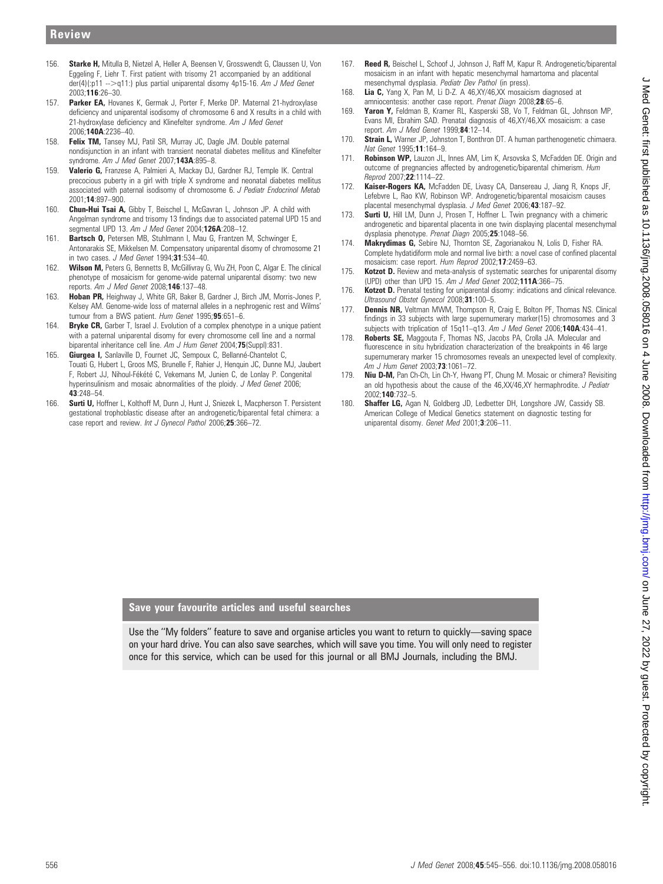156. **Starke H,** Mitulla B, Nietzel A, Heller A, Beensen V, Grosswendt G, Claussen U, Von Eggeling F, Liehr T. First patient with trisomy 21 accompanied by an additional der(4)(:p11 -->q11:) plus partial uniparental disomy 4p15-16. *Am J Med Genet* 2003;**116**:26–30.
157. **Parker EA,** Hovanes K, Germak J, Porter F, Merke DP. Maternal 21-hydroxylase deficiency and uniparental isodisomy of chromosome 6 and X results in a child with 21-hydroxylase deficiency and Klinefelter syndrome. *Am J Med Genet* 2006;**140A**:2236–40.
158. **Felix TM,** Tansey MJ, Patil SR, Murray JC, Dagle JM. Double paternal nondisjunction in an infant with transient neonatal diabetes mellitus and Klinefelter syndrome. *Am J Med Genet* 2007;**143A**:895–8.
159. **Valerio G,** Franzese A, Palmieri A, Mackay DJ, Gardner RJ, Temple IK. Central precocious puberty in a girl with triple X syndrome and neonatal diabetes mellitus associated with paternal isodisomy of chromosome 6. *J Pediatr Endocrinol Metab* 2001;**14**:897–900.
160. **Chun-Hui Tsai A,** Gibby T, Beischel L, McGavran L, Johnson JP. A child with Angelman syndrome and trisomy 13 findings due to associated paternal UPD 15 and segmental UPD 13. *Am J Med Genet* 2004;**126A**:208–12.
161. **Bartsch O,** Petersen MB, Stuhlmann I, Mau G, Frantzen M, Schwinger E, Antonarakis SE, Mikkelsen M. Compensatory uniparental disomy of chromosome 21 in two cases. *J Med Genet* 1994;**31**:534–40.
162. **Wilson M,** Peters G, Bennetts B, McGillivray G, Wu ZH, Poon C, Algar E. The clinical phenotype of mosaicism for genome-wide paternal uniparental disomy: two new reports. *Am J Med Genet* 2008;**146**:137–48.
163. **Hoban PR,** Heighway J, White GR, Baker B, Gardner J, Birch JM, Morris-Jones P, Kelsey AM. Genome-wide loss of maternal alleles in a nephrogenic rest and Wilms' tumour from a BWS patient. *Hum Genet* 1995;**95**:651–6.
164. **Bryke CR,** Garber T, Israel J. Evolution of a complex phenotype in a unique patient with a paternal uniparental disomy for every chromosome cell line and a normal biparental inheritance cell line. *Am J Hum Genet* 2004;**75**(Suppl):831.
165. **Giurgea I,** Sanlaville D, Fournet JC, Sempoux C, Bellanné-Chantelot C, Touati G, Hubert L, Groos MS, Brunelle F, Rahier J, Henquin JC, Dunne MJ, Jaubert F, Robert JJ, Nihoul-Fékété C, Vekemans M, Junien C, de Lonlay P. Congenital hyperinsulinism and mosaic abnormalities of the ploidy. *J Med Genet* 2006; **43**:248–54.
166. **Surti U,** Hoffner L, Kolthoff M, Dunn J, Hunt J, Sniezek L, Macpherson T. Persistent gestational trophoblastic disease after an androgenetic/biparental fetal chimera: a case report and review. *Int J Gynecol Pathol* 2006;**25**:366–72.
167. **Reed R,** Beischel L, Schoof J, Johnson J, Raff M, Kapur R. Androgenetic/biparental mosaicism in an infant with hepatic mesenchymal hamartoma and placental mesenchymal dysplasia. *Pediatr Dev Pathol* (in press).
168. **Lia C,** Yang X, Pan M, Li D-Z. A 46,XY/46,XX mosaicism diagnosed at amniocentesis: another case report. *Prenat Diagn* 2008;**28**:65–6.
169. **Yaron Y,** Feldman B, Kramer RL, Kasperski SB, Vo T, Feldman GL, Johnson MP, Evans MI, Ebrahim SAD. Prenatal diagnosis of 46,XY/46,XX mosaicism: a case report. *Am J Med Genet* 1999;**84**:12–14.
170. **Strain L,** Warner JP, Johnston T, Bonthron DT. A human parthenogenetic chimaera. *Nat Genet* 1995;**11**:164–9.
171. **Robinson WP,** Lauzon JL, Innes AM, Lim K, Arsovska S, McFadden DE. Origin and outcome of pregnancies affected by androgenetic/biparental chimerism. *Hum Reprod* 2007;**22**:1114–22.
172. **Kaiser-Rogers KA,** McFadden DE, Livasy CA, Dansereau J, Jiang R, Knops JF, Lefebvre L, Rao KW, Robinson WP. Androgenetic/biparental mosaicism causes placental mesenchymal dysplasia. *J Med Genet* 2006;**43**:187–92.
173. **Surti U,** Hill LM, Dunn J, Prosen T, Hoffner L. Twin pregnancy with a chimeric androgenetic and biparental placenta in one twin displaying placental mesenchymal dysplasia phenotype. *Prenat Diagn* 2005;**25**:1048–56.
174. **Makrydimas G,** Sebire NJ, Thornton SE, Zagorianakou N, Lolis D, Fisher RA. Complete hydatidiform mole and normal live birth: a novel case of confined placental mosaicism: case report. *Hum Reprod* 2002;**17**:2459–63.
175. **Kotzot D.** Review and meta-analysis of systematic searches for uniparental disomy (UPD) other than UPD 15. *Am J Med Genet* 2002;**111A**:366–75.
176. **Kotzot D.** Prenatal testing for uniparental disomy: indications and clinical relevance. *Ultrasound Obstet Gynecol* 2008;**31**:100–5.
177. **Dennis NR,** Veltman MWM, Thompson R, Craig E, Bolton PF, Thomas NS. Clinical findings in 33 subjects with large supernumerary marker(15) chromosomes and 3 subjects with triplication of 15q11–q13. *Am J Med Genet* 2006;**140A**:434–41.
178. **Roberts SE,** Maggouta F, Thomas NS, Jacobs PA, Crolla JA. Molecular and fluorescence in situ hybridization characterization of the breakpoints in 46 large supernumerary marker 15 chromosomes reveals an unexpected level of complexity. *Am J Hum Genet* 2003;**73**:1061–72.
179. **Niu D-M,** Pan Ch-Ch, Lin Ch-Y, Hwang PT, Chung M. Mosaic or chimera? Revisiting an old hypothesis about the cause of the 46,XX/46,XY hermaphrodite. *J Pediatr* 2002;**140**:732–5.
180. **Shaffer LG,** Agan N, Goldberg JD, Ledbetter DH, Longshore JW, Cassidy SB. American College of Medical Genetics statement on diagnostic testing for uniparental disomy. *Genet Med* 2001;**3**:206–11.

## Save your favourite articles and useful searches

Use the ''My folders'' feature to save and organise articles you want to return to quickly—saving space on your hard drive. You can also save searches, which will save you time. You will only need to register once for this service, which can be used for this journal or all BMJ Journals, including the BMJ.